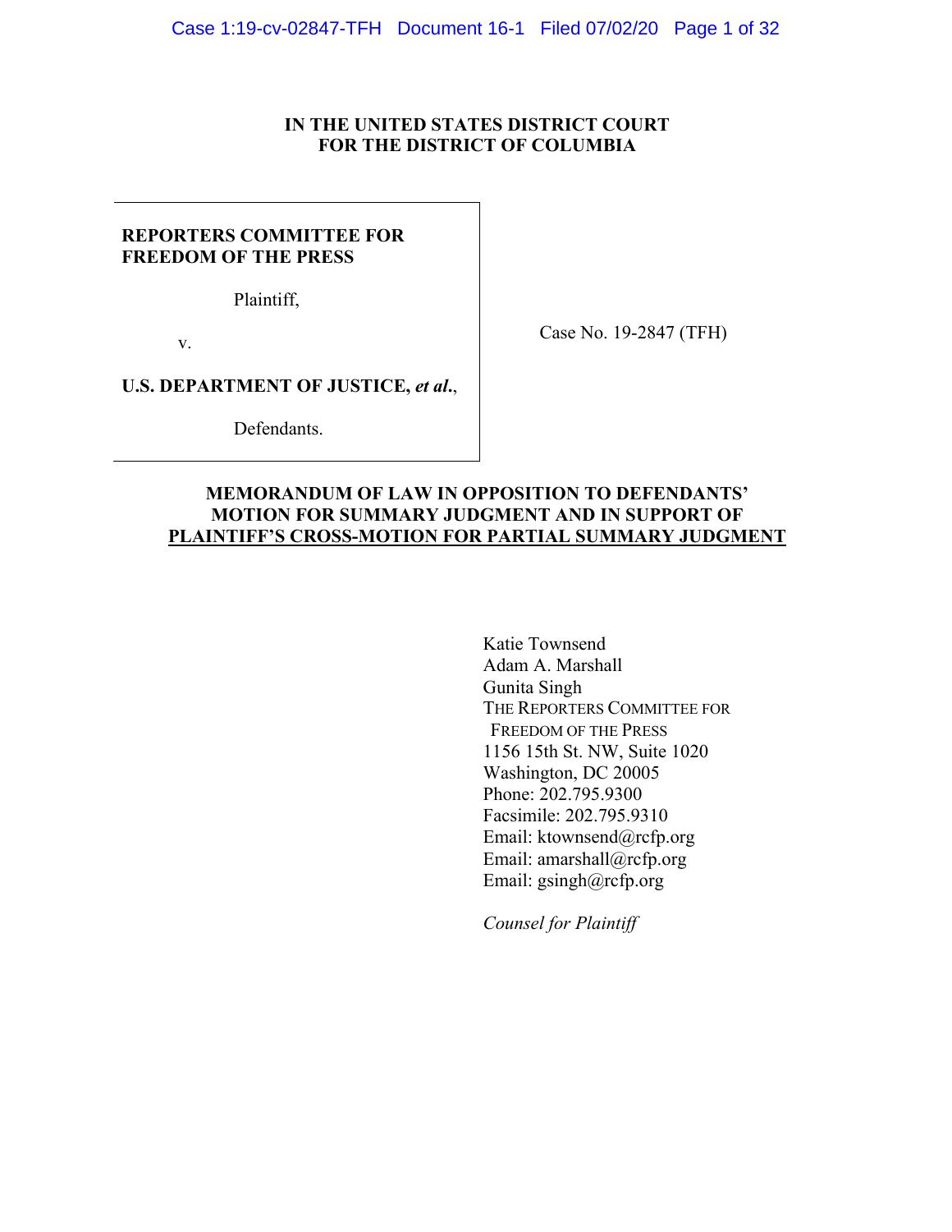**IN THE UNITED STATES DISTRICT COURT**
**FOR THE DISTRICT OF COLUMBIA**

| | |
|---|---|
| **REPORTERS COMMITTEE FOR FREEDOM OF THE PRESS**<br><br>Plaintiff,<br><br>v.<br><br>**U.S. DEPARTMENT OF JUSTICE, *et al.*,**<br><br>Defendants. | Case No. 19-2847 (TFH) |

**MEMORANDUM OF LAW IN OPPOSITION TO DEFENDANTS' MOTION FOR SUMMARY JUDGMENT AND IN SUPPORT OF PLAINTIFF'S CROSS-MOTION FOR PARTIAL SUMMARY JUDGMENT**

Katie Townsend
Adam A. Marshall
Gunita Singh
THE REPORTERS COMMITTEE FOR FREEDOM OF THE PRESS
1156 15th St. NW, Suite 1020
Washington, DC 20005
Phone: 202.795.9300
Facsimile: 202.795.9310
Email: ktownsend@rcfp.org
Email: amarshall@rcfp.org
Email: gsingh@rcfp.org

*Counsel for Plaintiff*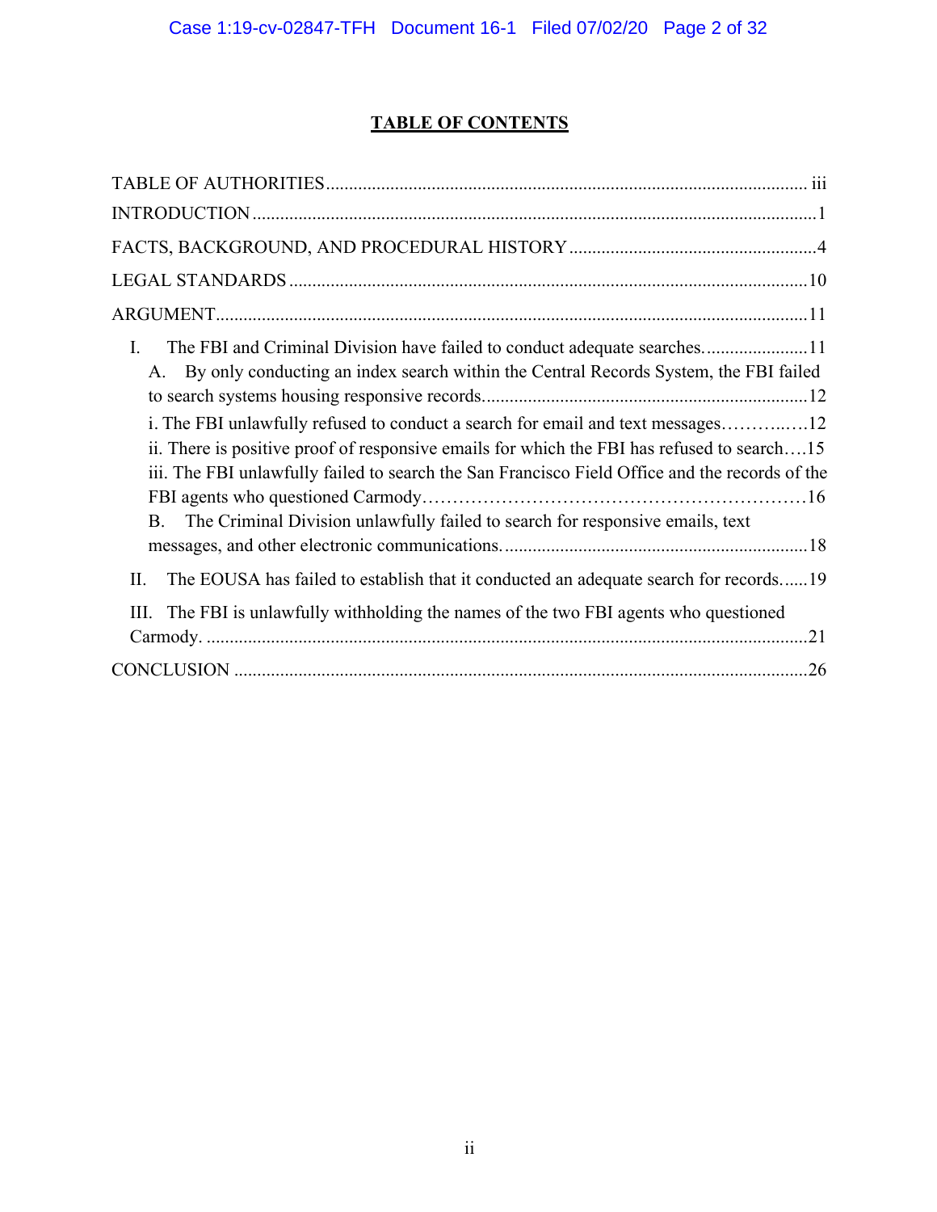# TABLE OF CONTENTS

TABLE OF AUTHORITIES ........................................................................................................ iii

INTRODUCTION .........................................................................................................................1

FACTS, BACKGROUND, AND PROCEDURAL HISTORY ......................................................4

LEGAL STANDARDS ...............................................................................................................10

ARGUMENT...............................................................................................................................11

I. The FBI and Criminal Division have failed to conduct adequate searches.......................11

A. By only conducting an index search within the Central Records System, the FBI failed to search systems housing responsive records.....................................................................12

i. The FBI unlawfully refused to conduct a search for email and text messages………..….12

ii. There is positive proof of responsive emails for which the FBI has refused to search….15

iii. The FBI unlawfully failed to search the San Francisco Field Office and the records of the FBI agents who questioned Carmody……………………………………………………16

B. The Criminal Division unlawfully failed to search for responsive emails, text messages, and other electronic communications..................................................................18

II. The EOUSA has failed to establish that it conducted an adequate search for records......19

III. The FBI is unlawfully withholding the names of the two FBI agents who questioned Carmody. ...................................................................................................................................21

CONCLUSION ............................................................................................................................26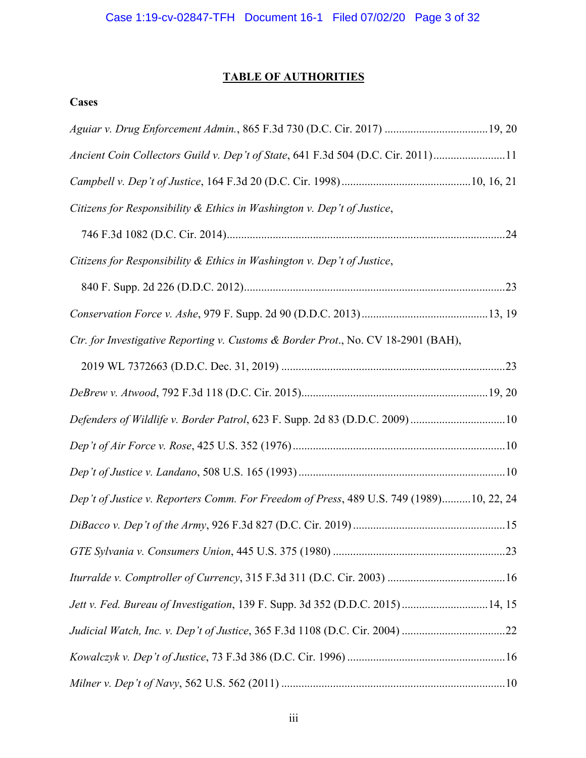## TABLE OF AUTHORITIES

**Cases**

*Aguiar v. Drug Enforcement Admin.*, 865 F.3d 730 (D.C. Cir. 2017) ....................................19, 20

*Ancient Coin Collectors Guild v. Dep't of State*, 641 F.3d 504 (D.C. Cir. 2011).........................11

*Campbell v. Dep't of Justice*, 164 F.3d 20 (D.C. Cir. 1998).............................................10, 16, 21

*Citizens for Responsibility & Ethics in Washington v. Dep't of Justice*, 746 F.3d 1082 (D.C. Cir. 2014)................................................................................................24

*Citizens for Responsibility & Ethics in Washington v. Dep't of Justice*, 840 F. Supp. 2d 226 (D.D.C. 2012)...........................................................................................23

*Conservation Force v. Ashe*, 979 F. Supp. 2d 90 (D.D.C. 2013)............................................13, 19

*Ctr. for Investigative Reporting v. Customs & Border Prot*., No. CV 18-2901 (BAH), 2019 WL 7372663 (D.D.C. Dec. 31, 2019) .............................................................................23

*DeBrew v. Atwood*, 792 F.3d 118 (D.C. Cir. 2015)................................................................19, 20

*Defenders of Wildlife v. Border Patrol*, 623 F. Supp. 2d 83 (D.D.C. 2009).................................10

*Dep't of Air Force v. Rose*, 425 U.S. 352 (1976).........................................................................10

*Dep't of Justice v. Landano*, 508 U.S. 165 (1993).......................................................................10

*Dep't of Justice v. Reporters Comm. For Freedom of Press*, 489 U.S. 749 (1989)..........10, 22, 24

*DiBacco v. Dep't of the Army*, 926 F.3d 827 (D.C. Cir. 2019).....................................................15

*GTE Sylvania v. Consumers Union*, 445 U.S. 375 (1980) ............................................................23

*Iturralde v. Comptroller of Currency*, 315 F.3d 311 (D.C. Cir. 2003) .........................................16

*Jett v. Fed. Bureau of Investigation*, 139 F. Supp. 3d 352 (D.D.C. 2015).............................14, 15

*Judicial Watch, Inc. v. Dep't of Justice*, 365 F.3d 1108 (D.C. Cir. 2004) ....................................22

*Kowalczyk v. Dep't of Justice*, 73 F.3d 386 (D.C. Cir. 1996).......................................................16

*Milner v. Dep't of Navy*, 562 U.S. 562 (2011) ..............................................................................10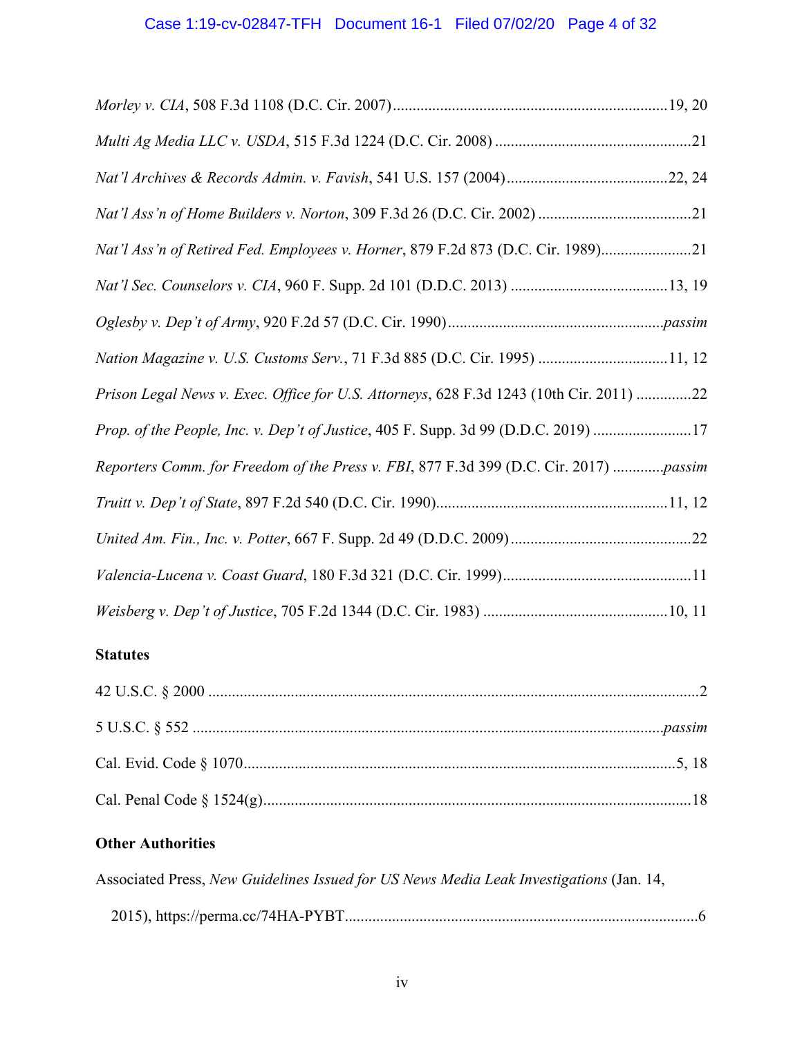*Morley v. CIA*, 508 F.3d 1108 (D.C. Cir. 2007) .......................................................................19, 20

*Multi Ag Media LLC v. USDA*, 515 F.3d 1224 (D.C. Cir. 2008) ..................................................21

*Nat'l Archives & Records Admin. v. Favish*, 541 U.S. 157 (2004) .........................................22, 24

*Nat'l Ass'n of Home Builders v. Norton*, 309 F.3d 26 (D.C. Cir. 2002) .......................................21

*Nat'l Ass'n of Retired Fed. Employees v. Horner*, 879 F.2d 873 (D.C. Cir. 1989).......................21

*Nat'l Sec. Counselors v. CIA*, 960 F. Supp. 2d 101 (D.D.C. 2013) .......................................13, 19

*Oglesby v. Dep't of Army*, 920 F.2d 57 (D.C. Cir. 1990).......................................................*passim*

*Nation Magazine v. U.S. Customs Serv.*, 71 F.3d 885 (D.C. Cir. 1995) ................................11, 12

*Prison Legal News v. Exec. Office for U.S. Attorneys*, 628 F.3d 1243 (10th Cir. 2011) ..............22

*Prop. of the People, Inc. v. Dep't of Justice*, 405 F. Supp. 3d 99 (D.D.C. 2019) .........................17

*Reporters Comm. for Freedom of the Press v. FBI*, 877 F.3d 399 (D.C. Cir. 2017) .............*passim*

*Truitt v. Dep't of State*, 897 F.2d 540 (D.C. Cir. 1990)...........................................................11, 12

*United Am. Fin., Inc. v. Potter*, 667 F. Supp. 2d 49 (D.D.C. 2009) ..............................................22

*Valencia-Lucena v. Coast Guard*, 180 F.3d 321 (D.C. Cir. 1999)................................................11

*Weisberg v. Dep't of Justice*, 705 F.2d 1344 (D.C. Cir. 1983) ...............................................10, 11

**Statutes**

42 U.S.C. § 2000 .............................................................................................................................2

5 U.S.C. § 552 .......................................................................................................................*passim*

Cal. Evid. Code § 1070.............................................................................................................5, 18

Cal. Penal Code § 1524(g).............................................................................................................18

**Other Authorities**

Associated Press, *New Guidelines Issued for US News Media Leak Investigations* (Jan. 14, 2015), https://perma.cc/74HA-PYBT..........................................................................................6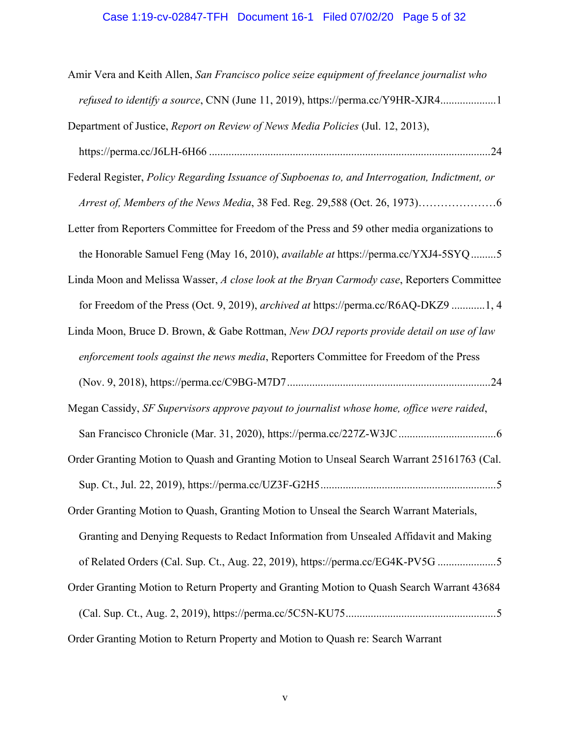Amir Vera and Keith Allen, *San Francisco police seize equipment of freelance journalist who refused to identify a source*, CNN (June 11, 2019), https://perma.cc/Y9HR-XJR4....................1

Department of Justice, *Report on Review of News Media Policies* (Jul. 12, 2013), https://perma.cc/J6LH-6H66 ....................................................................................................24

Federal Register, *Policy Regarding Issuance of Supboenas to, and Interrogation, Indictment, or Arrest of, Members of the News Media*, 38 Fed. Reg. 29,588 (Oct. 26, 1973)…………………6

Letter from Reporters Committee for Freedom of the Press and 59 other media organizations to the Honorable Samuel Feng (May 16, 2010), *available at* https://perma.cc/YXJ4-5SYQ .........5

Linda Moon and Melissa Wasser, *A close look at the Bryan Carmody case*, Reporters Committee for Freedom of the Press (Oct. 9, 2019), *archived at* https://perma.cc/R6AQ-DKZ9 ............1, 4

Linda Moon, Bruce D. Brown, & Gabe Rottman, *New DOJ reports provide detail on use of law enforcement tools against the news media*, Reporters Committee for Freedom of the Press (Nov. 9, 2018), https://perma.cc/C9BG-M7D7........................................................................24

Megan Cassidy, *SF Supervisors approve payout to journalist whose home, office were raided*, San Francisco Chronicle (Mar. 31, 2020), https://perma.cc/227Z-W3JC...................................6

Order Granting Motion to Quash and Granting Motion to Unseal Search Warrant 25161763 (Cal. Sup. Ct., Jul. 22, 2019), https://perma.cc/UZ3F-G2H5...............................................................5

Order Granting Motion to Quash, Granting Motion to Unseal the Search Warrant Materials, Granting and Denying Requests to Redact Information from Unsealed Affidavit and Making of Related Orders (Cal. Sup. Ct., Aug. 22, 2019), https://perma.cc/EG4K-PV5G .....................5

Order Granting Motion to Return Property and Granting Motion to Quash Search Warrant 43684 (Cal. Sup. Ct., Aug. 2, 2019), https://perma.cc/5C5N-KU75.....................................................5

Order Granting Motion to Return Property and Motion to Quash re: Search Warrant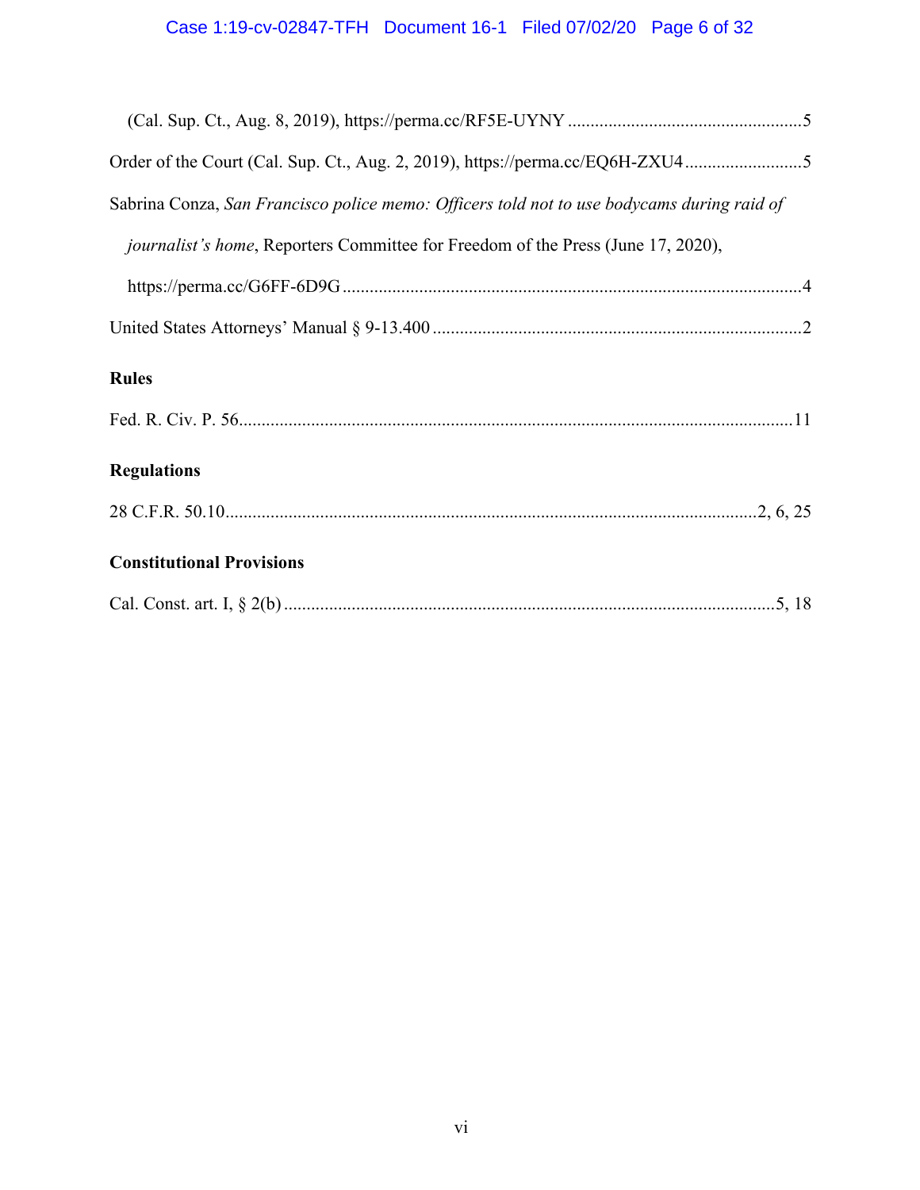(Cal. Sup. Ct., Aug. 8, 2019), https://perma.cc/RF5E-UYNY ....................................................5

Order of the Court (Cal. Sup. Ct., Aug. 2, 2019), https://perma.cc/EQ6H-ZXU4 ..........................5

Sabrina Conza, *San Francisco police memo: Officers told not to use bodycams during raid of journalist's home*, Reporters Committee for Freedom of the Press (June 17, 2020), https://perma.cc/G6FF-6D9G .....................................................................................................4

United States Attorneys' Manual § 9-13.400 .................................................................................2

### Rules

Fed. R. Civ. P. 56...........................................................................................................................11

### Regulations

28 C.F.R. 50.10.....................................................................................................................2, 6, 25

### Constitutional Provisions

Cal. Const. art. I, § 2(b) ............................................................................................................5, 18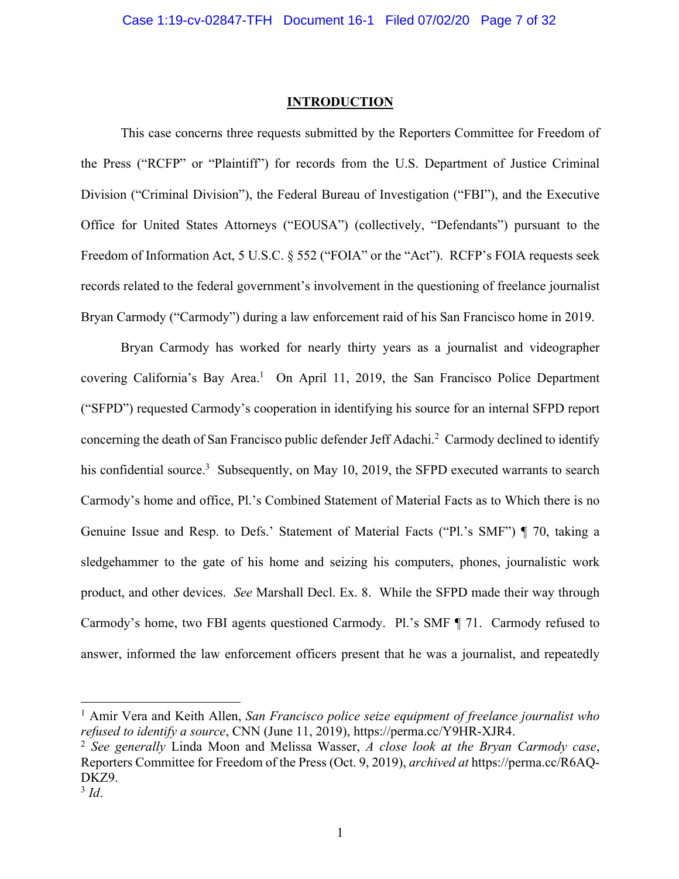## INTRODUCTION

This case concerns three requests submitted by the Reporters Committee for Freedom of the Press ("RCFP" or "Plaintiff") for records from the U.S. Department of Justice Criminal Division ("Criminal Division"), the Federal Bureau of Investigation ("FBI"), and the Executive Office for United States Attorneys ("EOUSA") (collectively, "Defendants") pursuant to the Freedom of Information Act, 5 U.S.C. § 552 ("FOIA" or the "Act"). RCFP's FOIA requests seek records related to the federal government's involvement in the questioning of freelance journalist Bryan Carmody ("Carmody") during a law enforcement raid of his San Francisco home in 2019.

Bryan Carmody has worked for nearly thirty years as a journalist and videographer covering California's Bay Area.[1] On April 11, 2019, the San Francisco Police Department ("SFPD") requested Carmody's cooperation in identifying his source for an internal SFPD report concerning the death of San Francisco public defender Jeff Adachi.[2] Carmody declined to identify his confidential source.[3] Subsequently, on May 10, 2019, the SFPD executed warrants to search Carmody's home and office, Pl.'s Combined Statement of Material Facts as to Which there is no Genuine Issue and Resp. to Defs.' Statement of Material Facts ("Pl.'s SMF") ¶ 70, taking a sledgehammer to the gate of his home and seizing his computers, phones, journalistic work product, and other devices. *See* Marshall Decl. Ex. 8. While the SFPD made their way through Carmody's home, two FBI agents questioned Carmody. Pl.'s SMF ¶ 71. Carmody refused to answer, informed the law enforcement officers present that he was a journalist, and repeatedly

---

[1] Amir Vera and Keith Allen, *San Francisco police seize equipment of freelance journalist who refused to identify a source*, CNN (June 11, 2019), https://perma.cc/Y9HR-XJR4.

[2] *See generally* Linda Moon and Melissa Wasser, *A close look at the Bryan Carmody case*, Reporters Committee for Freedom of the Press (Oct. 9, 2019), *archived at* https://perma.cc/R6AQ-DKZ9.

[3] *Id*.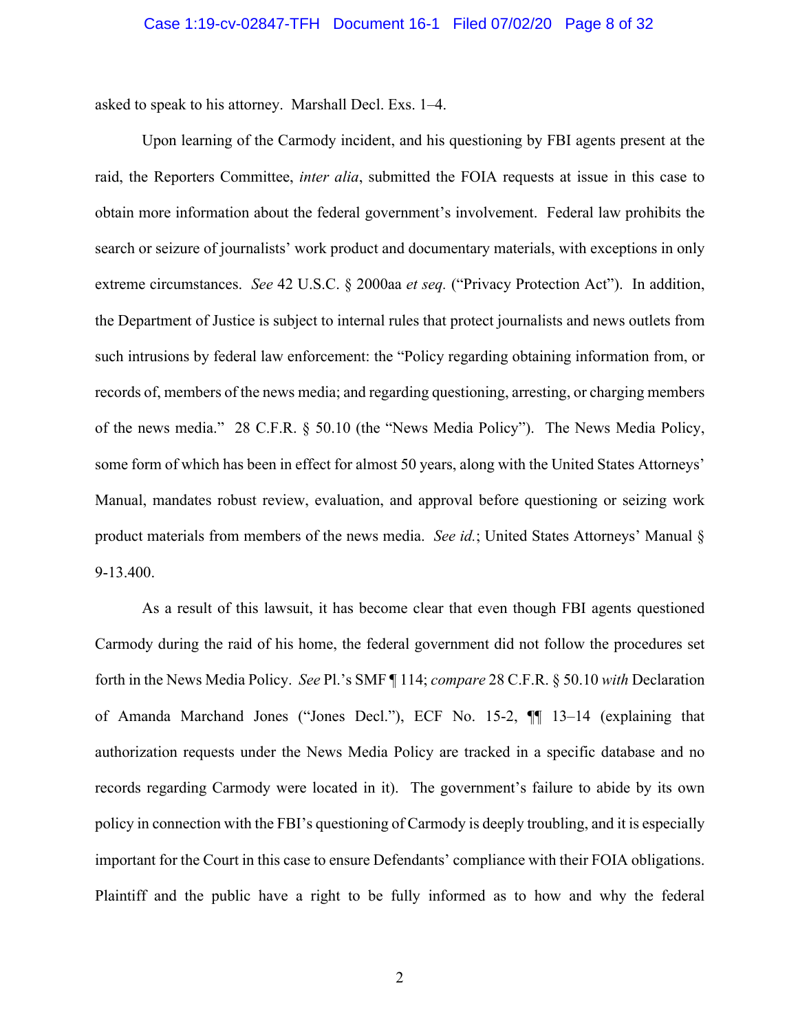asked to speak to his attorney. Marshall Decl. Exs. 1–4.

Upon learning of the Carmody incident, and his questioning by FBI agents present at the raid, the Reporters Committee, *inter alia*, submitted the FOIA requests at issue in this case to obtain more information about the federal government's involvement. Federal law prohibits the search or seizure of journalists' work product and documentary materials, with exceptions in only extreme circumstances. *See* 42 U.S.C. § 2000aa *et seq.* ("Privacy Protection Act"). In addition, the Department of Justice is subject to internal rules that protect journalists and news outlets from such intrusions by federal law enforcement: the "Policy regarding obtaining information from, or records of, members of the news media; and regarding questioning, arresting, or charging members of the news media." 28 C.F.R. § 50.10 (the "News Media Policy"). The News Media Policy, some form of which has been in effect for almost 50 years, along with the United States Attorneys' Manual, mandates robust review, evaluation, and approval before questioning or seizing work product materials from members of the news media. *See id.*; United States Attorneys' Manual § 9-13.400.

As a result of this lawsuit, it has become clear that even though FBI agents questioned Carmody during the raid of his home, the federal government did not follow the procedures set forth in the News Media Policy. *See* Pl.'s SMF ¶ 114; *compare* 28 C.F.R. § 50.10 *with* Declaration of Amanda Marchand Jones ("Jones Decl."), ECF No. 15-2, ¶¶ 13–14 (explaining that authorization requests under the News Media Policy are tracked in a specific database and no records regarding Carmody were located in it). The government's failure to abide by its own policy in connection with the FBI's questioning of Carmody is deeply troubling, and it is especially important for the Court in this case to ensure Defendants' compliance with their FOIA obligations. Plaintiff and the public have a right to be fully informed as to how and why the federal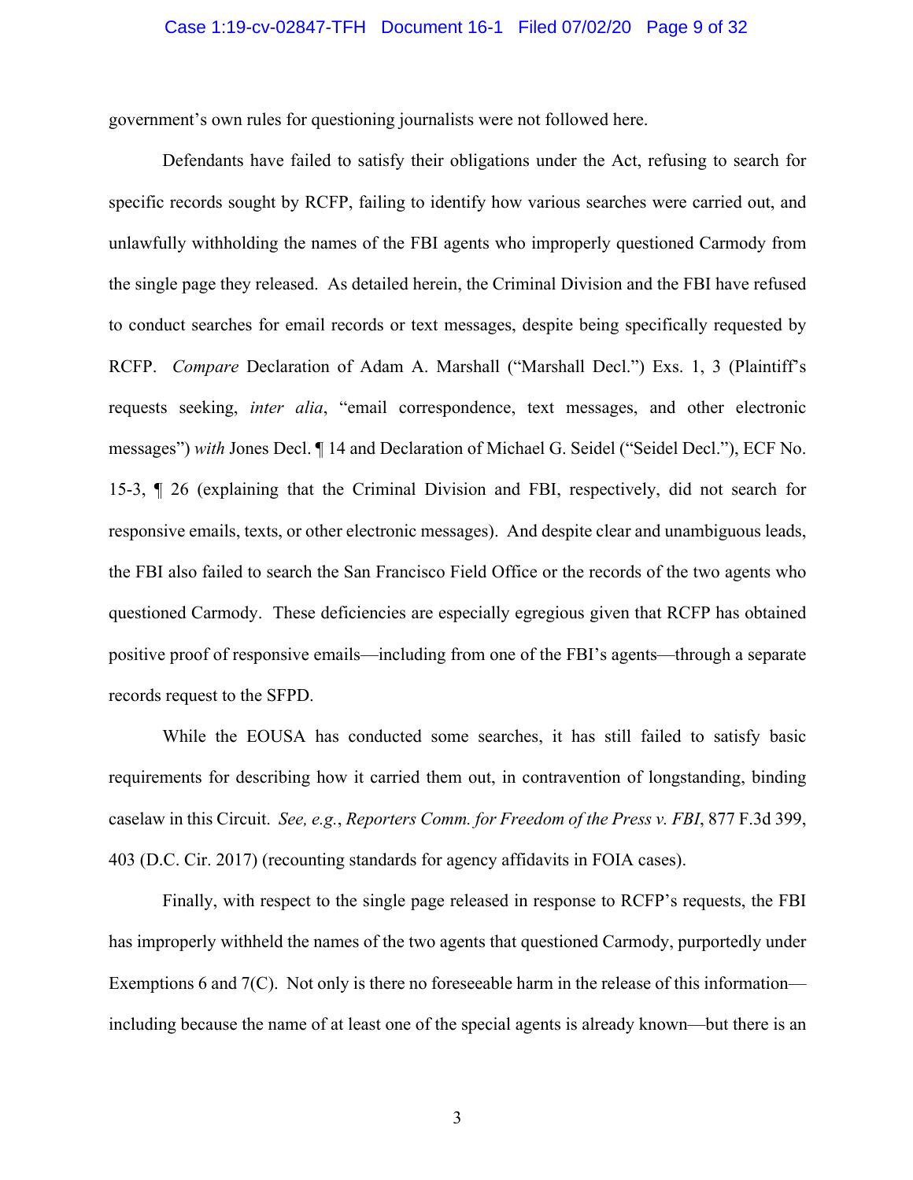government's own rules for questioning journalists were not followed here.

Defendants have failed to satisfy their obligations under the Act, refusing to search for specific records sought by RCFP, failing to identify how various searches were carried out, and unlawfully withholding the names of the FBI agents who improperly questioned Carmody from the single page they released. As detailed herein, the Criminal Division and the FBI have refused to conduct searches for email records or text messages, despite being specifically requested by RCFP. *Compare* Declaration of Adam A. Marshall ("Marshall Decl.") Exs. 1, 3 (Plaintiff's requests seeking, *inter alia*, "email correspondence, text messages, and other electronic messages") *with* Jones Decl. ¶ 14 and Declaration of Michael G. Seidel ("Seidel Decl."), ECF No. 15-3, ¶ 26 (explaining that the Criminal Division and FBI, respectively, did not search for responsive emails, texts, or other electronic messages). And despite clear and unambiguous leads, the FBI also failed to search the San Francisco Field Office or the records of the two agents who questioned Carmody. These deficiencies are especially egregious given that RCFP has obtained positive proof of responsive emails—including from one of the FBI's agents—through a separate records request to the SFPD.

While the EOUSA has conducted some searches, it has still failed to satisfy basic requirements for describing how it carried them out, in contravention of longstanding, binding caselaw in this Circuit. *See, e.g.*, *Reporters Comm. for Freedom of the Press v. FBI*, 877 F.3d 399, 403 (D.C. Cir. 2017) (recounting standards for agency affidavits in FOIA cases).

Finally, with respect to the single page released in response to RCFP's requests, the FBI has improperly withheld the names of the two agents that questioned Carmody, purportedly under Exemptions 6 and 7(C). Not only is there no foreseeable harm in the release of this information—including because the name of at least one of the special agents is already known—but there is an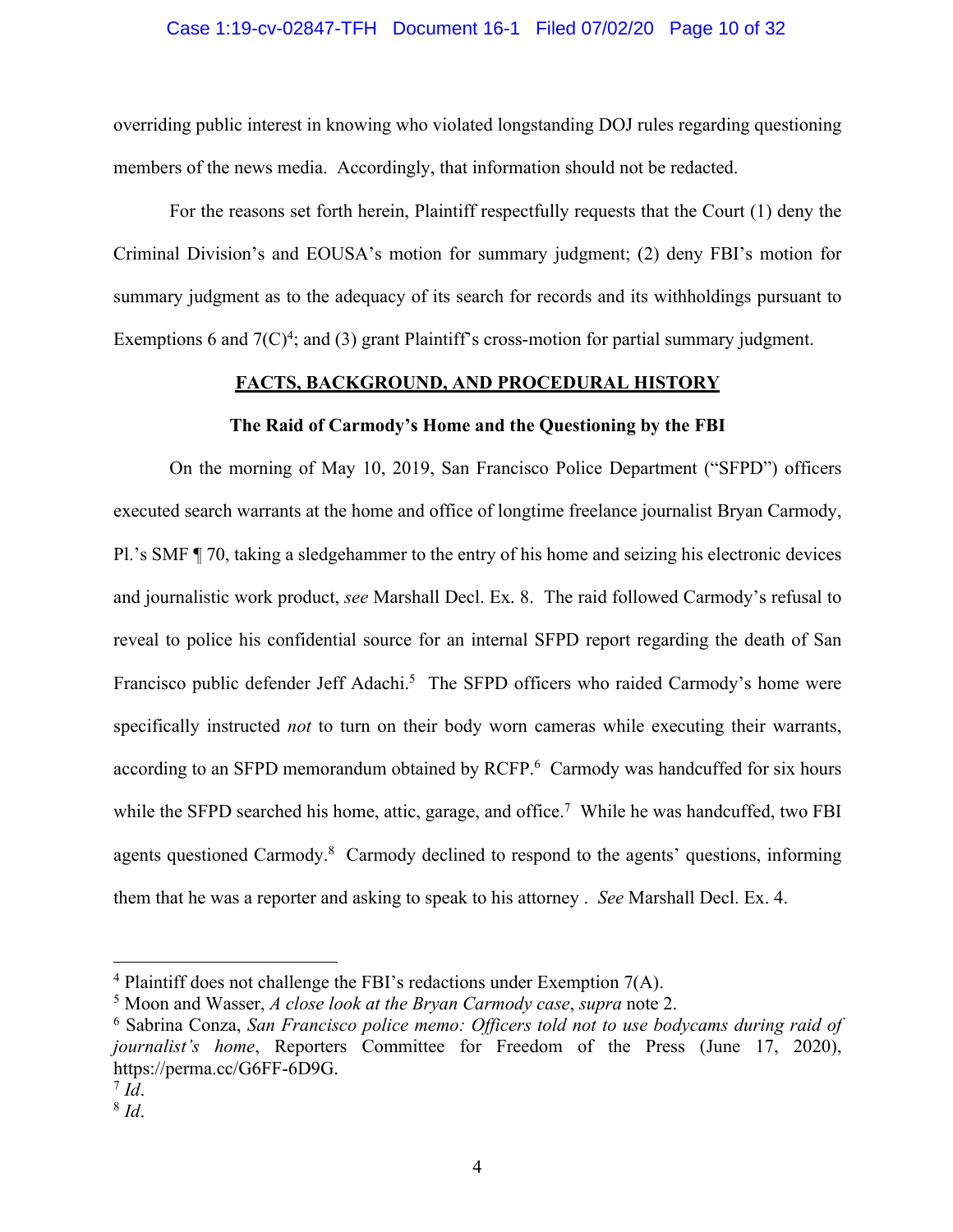overriding public interest in knowing who violated longstanding DOJ rules regarding questioning members of the news media. Accordingly, that information should not be redacted.

For the reasons set forth herein, Plaintiff respectfully requests that the Court (1) deny the Criminal Division's and EOUSA's motion for summary judgment; (2) deny FBI's motion for summary judgment as to the adequacy of its search for records and its withholdings pursuant to Exemptions 6 and 7(C)[4]; and (3) grant Plaintiff's cross-motion for partial summary judgment.

## FACTS, BACKGROUND, AND PROCEDURAL HISTORY

### The Raid of Carmody's Home and the Questioning by the FBI

On the morning of May 10, 2019, San Francisco Police Department ("SFPD") officers executed search warrants at the home and office of longtime freelance journalist Bryan Carmody, Pl.'s SMF ¶ 70, taking a sledgehammer to the entry of his home and seizing his electronic devices and journalistic work product, *see* Marshall Decl. Ex. 8. The raid followed Carmody's refusal to reveal to police his confidential source for an internal SFPD report regarding the death of San Francisco public defender Jeff Adachi.[5] The SFPD officers who raided Carmody's home were specifically instructed *not* to turn on their body worn cameras while executing their warrants, according to an SFPD memorandum obtained by RCFP.[6] Carmody was handcuffed for six hours while the SFPD searched his home, attic, garage, and office.[7] While he was handcuffed, two FBI agents questioned Carmody.[8] Carmody declined to respond to the agents' questions, informing them that he was a reporter and asking to speak to his attorney . *See* Marshall Decl. Ex. 4.

---

[4] Plaintiff does not challenge the FBI's redactions under Exemption 7(A).

[5] Moon and Wasser, *A close look at the Bryan Carmody case*, *supra* note 2.

[6] Sabrina Conza, *San Francisco police memo: Officers told not to use bodycams during raid of journalist's home*, Reporters Committee for Freedom of the Press (June 17, 2020), https://perma.cc/G6FF-6D9G.

[7] *Id*.

[8] *Id*.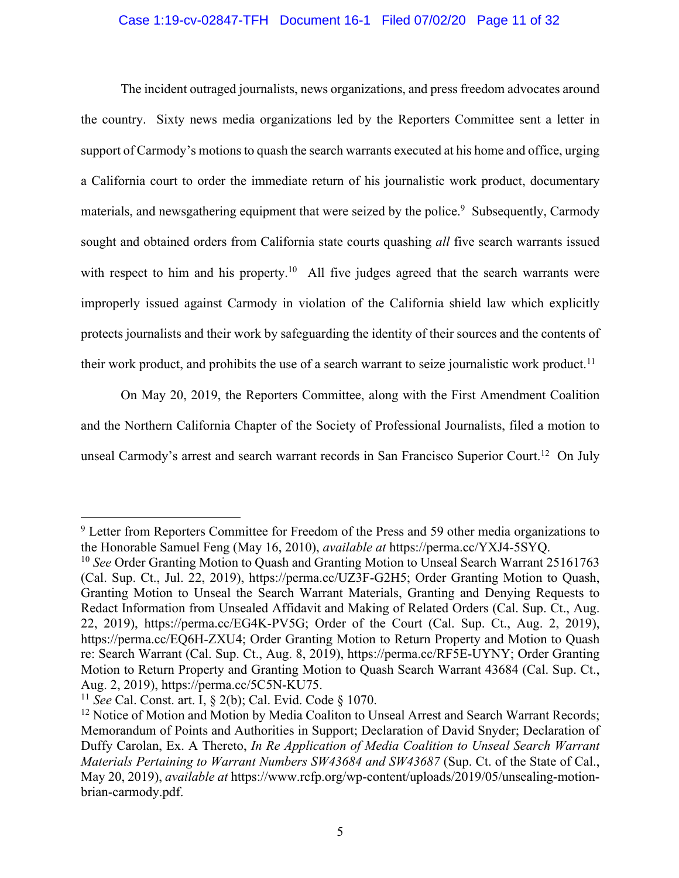The incident outraged journalists, news organizations, and press freedom advocates around the country. Sixty news media organizations led by the Reporters Committee sent a letter in support of Carmody's motions to quash the search warrants executed at his home and office, urging a California court to order the immediate return of his journalistic work product, documentary materials, and newsgathering equipment that were seized by the police.[9] Subsequently, Carmody sought and obtained orders from California state courts quashing *all* five search warrants issued with respect to him and his property.[10] All five judges agreed that the search warrants were improperly issued against Carmody in violation of the California shield law which explicitly protects journalists and their work by safeguarding the identity of their sources and the contents of their work product, and prohibits the use of a search warrant to seize journalistic work product.[11]

On May 20, 2019, the Reporters Committee, along with the First Amendment Coalition and the Northern California Chapter of the Society of Professional Journalists, filed a motion to unseal Carmody's arrest and search warrant records in San Francisco Superior Court.[12] On July

---

[9] Letter from Reporters Committee for Freedom of the Press and 59 other media organizations to the Honorable Samuel Feng (May 16, 2010), *available at* https://perma.cc/YXJ4-5SYQ.

[10] *See* Order Granting Motion to Quash and Granting Motion to Unseal Search Warrant 25161763 (Cal. Sup. Ct., Jul. 22, 2019), https://perma.cc/UZ3F-G2H5; Order Granting Motion to Quash, Granting Motion to Unseal the Search Warrant Materials, Granting and Denying Requests to Redact Information from Unsealed Affidavit and Making of Related Orders (Cal. Sup. Ct., Aug. 22, 2019), https://perma.cc/EG4K-PV5G; Order of the Court (Cal. Sup. Ct., Aug. 2, 2019), https://perma.cc/EQ6H-ZXU4; Order Granting Motion to Return Property and Motion to Quash re: Search Warrant (Cal. Sup. Ct., Aug. 8, 2019), https://perma.cc/RF5E-UYNY; Order Granting Motion to Return Property and Granting Motion to Quash Search Warrant 43684 (Cal. Sup. Ct., Aug. 2, 2019), https://perma.cc/5C5N-KU75.

[11] *See* Cal. Const. art. I, § 2(b); Cal. Evid. Code § 1070.

[12] Notice of Motion and Motion by Media Coaliton to Unseal Arrest and Search Warrant Records; Memorandum of Points and Authorities in Support; Declaration of David Snyder; Declaration of Duffy Carolan, Ex. A Thereto, *In Re Application of Media Coalition to Unseal Search Warrant Materials Pertaining to Warrant Numbers SW43684 and SW43687* (Sup. Ct. of the State of Cal., May 20, 2019), *available at* https://www.rcfp.org/wp-content/uploads/2019/05/unsealing-motion-brian-carmody.pdf.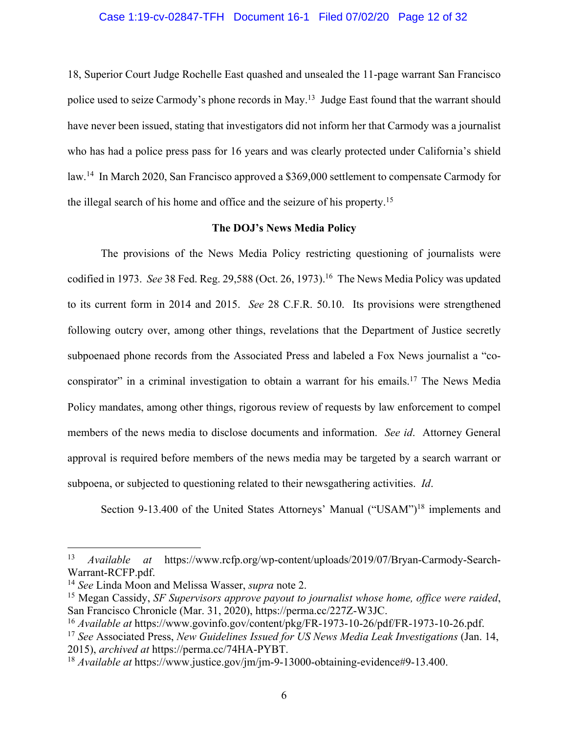18, Superior Court Judge Rochelle East quashed and unsealed the 11-page warrant San Francisco police used to seize Carmody's phone records in May.[13] Judge East found that the warrant should have never been issued, stating that investigators did not inform her that Carmody was a journalist who has had a police press pass for 16 years and was clearly protected under California's shield law.[14] In March 2020, San Francisco approved a $369,000 settlement to compensate Carmody for the illegal search of his home and office and the seizure of his property.[15]

**The DOJ's News Media Policy**

The provisions of the News Media Policy restricting questioning of journalists were codified in 1973. *See* 38 Fed. Reg. 29,588 (Oct. 26, 1973).[16] The News Media Policy was updated to its current form in 2014 and 2015. *See* 28 C.F.R. 50.10. Its provisions were strengthened following outcry over, among other things, revelations that the Department of Justice secretly subpoenaed phone records from the Associated Press and labeled a Fox News journalist a "co-conspirator" in a criminal investigation to obtain a warrant for his emails.[17] The News Media Policy mandates, among other things, rigorous review of requests by law enforcement to compel members of the news media to disclose documents and information. *See id*. Attorney General approval is required before members of the news media may be targeted by a search warrant or subpoena, or subjected to questioning related to their newsgathering activities. *Id*.

Section 9-13.400 of the United States Attorneys' Manual ("USAM")[18] implements and

---

[13] *Available at* https://www.rcfp.org/wp-content/uploads/2019/07/Bryan-Carmody-Search-Warrant-RCFP.pdf.

[14] *See* Linda Moon and Melissa Wasser, *supra* note 2.

[15] Megan Cassidy, *SF Supervisors approve payout to journalist whose home, office were raided*, San Francisco Chronicle (Mar. 31, 2020), https://perma.cc/227Z-W3JC.

[16] *Available at* https://www.govinfo.gov/content/pkg/FR-1973-10-26/pdf/FR-1973-10-26.pdf.

[17] *See* Associated Press, *New Guidelines Issued for US News Media Leak Investigations* (Jan. 14, 2015), *archived at* https://perma.cc/74HA-PYBT.

[18] *Available at* https://www.justice.gov/jm/jm-9-13000-obtaining-evidence#9-13.400.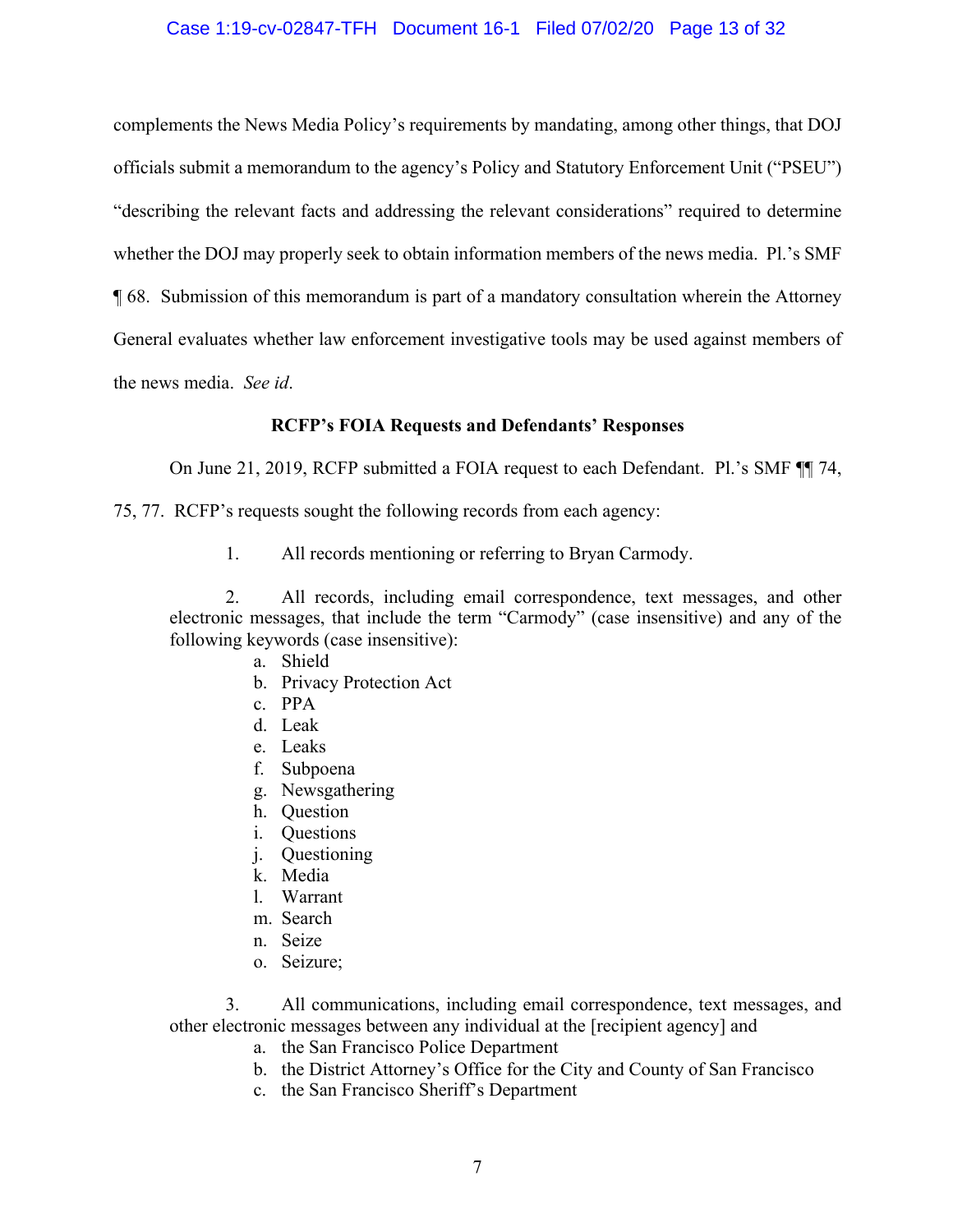complements the News Media Policy's requirements by mandating, among other things, that DOJ officials submit a memorandum to the agency's Policy and Statutory Enforcement Unit ("PSEU") "describing the relevant facts and addressing the relevant considerations" required to determine whether the DOJ may properly seek to obtain information members of the news media. Pl.'s SMF ¶ 68. Submission of this memorandum is part of a mandatory consultation wherein the Attorney General evaluates whether law enforcement investigative tools may be used against members of the news media. *See id*.

**RCFP's FOIA Requests and Defendants' Responses**

On June 21, 2019, RCFP submitted a FOIA request to each Defendant. Pl.'s SMF ¶¶ 74, 75, 77. RCFP's requests sought the following records from each agency:

> 1. All records mentioning or referring to Bryan Carmody.
>
> 2. All records, including email correspondence, text messages, and other electronic messages, that include the term "Carmody" (case insensitive) and any of the following keywords (case insensitive):
>     a. Shield
>     b. Privacy Protection Act
>     c. PPA
>     d. Leak
>     e. Leaks
>     f. Subpoena
>     g. Newsgathering
>     h. Question
>     i. Questions
>     j. Questioning
>     k. Media
>     l. Warrant
>     m. Search
>     n. Seize
>     o. Seizure;
>
> 3. All communications, including email correspondence, text messages, and other electronic messages between any individual at the [recipient agency] and
>     a. the San Francisco Police Department
>     b. the District Attorney's Office for the City and County of San Francisco
>     c. the San Francisco Sheriff's Department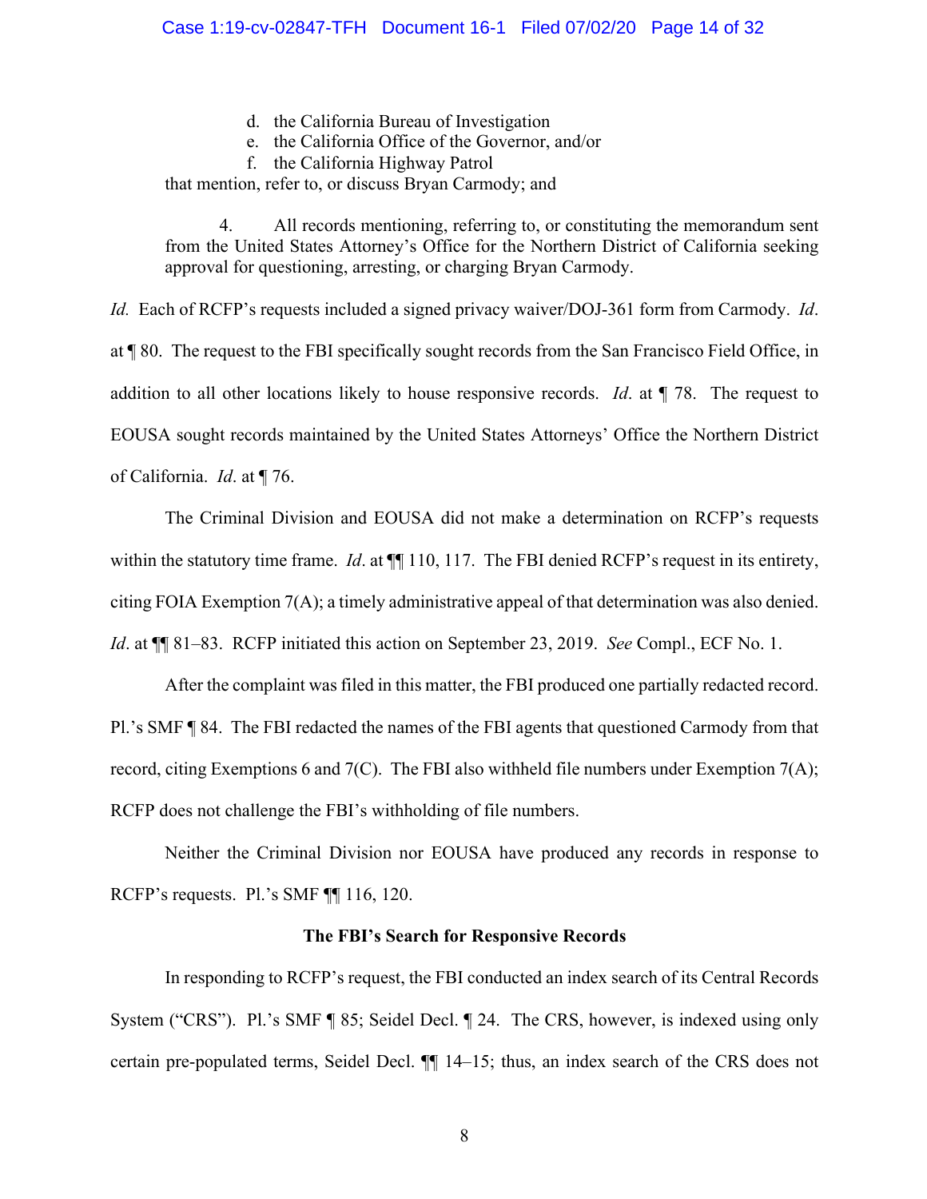> d. the California Bureau of Investigation
> e. the California Office of the Governor, and/or
> f. the California Highway Patrol
>
> that mention, refer to, or discuss Bryan Carmody; and
>
> 4. All records mentioning, referring to, or constituting the memorandum sent from the United States Attorney's Office for the Northern District of California seeking approval for questioning, arresting, or charging Bryan Carmody.

*Id.* Each of RCFP's requests included a signed privacy waiver/DOJ-361 form from Carmody. *Id*. at ¶ 80. The request to the FBI specifically sought records from the San Francisco Field Office, in addition to all other locations likely to house responsive records. *Id*. at ¶ 78. The request to EOUSA sought records maintained by the United States Attorneys' Office the Northern District of California. *Id*. at ¶ 76.

The Criminal Division and EOUSA did not make a determination on RCFP's requests within the statutory time frame. *Id*. at ¶¶ 110, 117. The FBI denied RCFP's request in its entirety, citing FOIA Exemption 7(A); a timely administrative appeal of that determination was also denied. *Id*. at ¶¶ 81–83. RCFP initiated this action on September 23, 2019. *See* Compl., ECF No. 1.

After the complaint was filed in this matter, the FBI produced one partially redacted record. Pl.'s SMF ¶ 84. The FBI redacted the names of the FBI agents that questioned Carmody from that record, citing Exemptions 6 and 7(C). The FBI also withheld file numbers under Exemption 7(A); RCFP does not challenge the FBI's withholding of file numbers.

Neither the Criminal Division nor EOUSA have produced any records in response to RCFP's requests. Pl.'s SMF ¶¶ 116, 120.

**The FBI's Search for Responsive Records**

In responding to RCFP's request, the FBI conducted an index search of its Central Records System ("CRS"). Pl.'s SMF ¶ 85; Seidel Decl. ¶ 24. The CRS, however, is indexed using only certain pre-populated terms, Seidel Decl. ¶¶ 14–15; thus, an index search of the CRS does not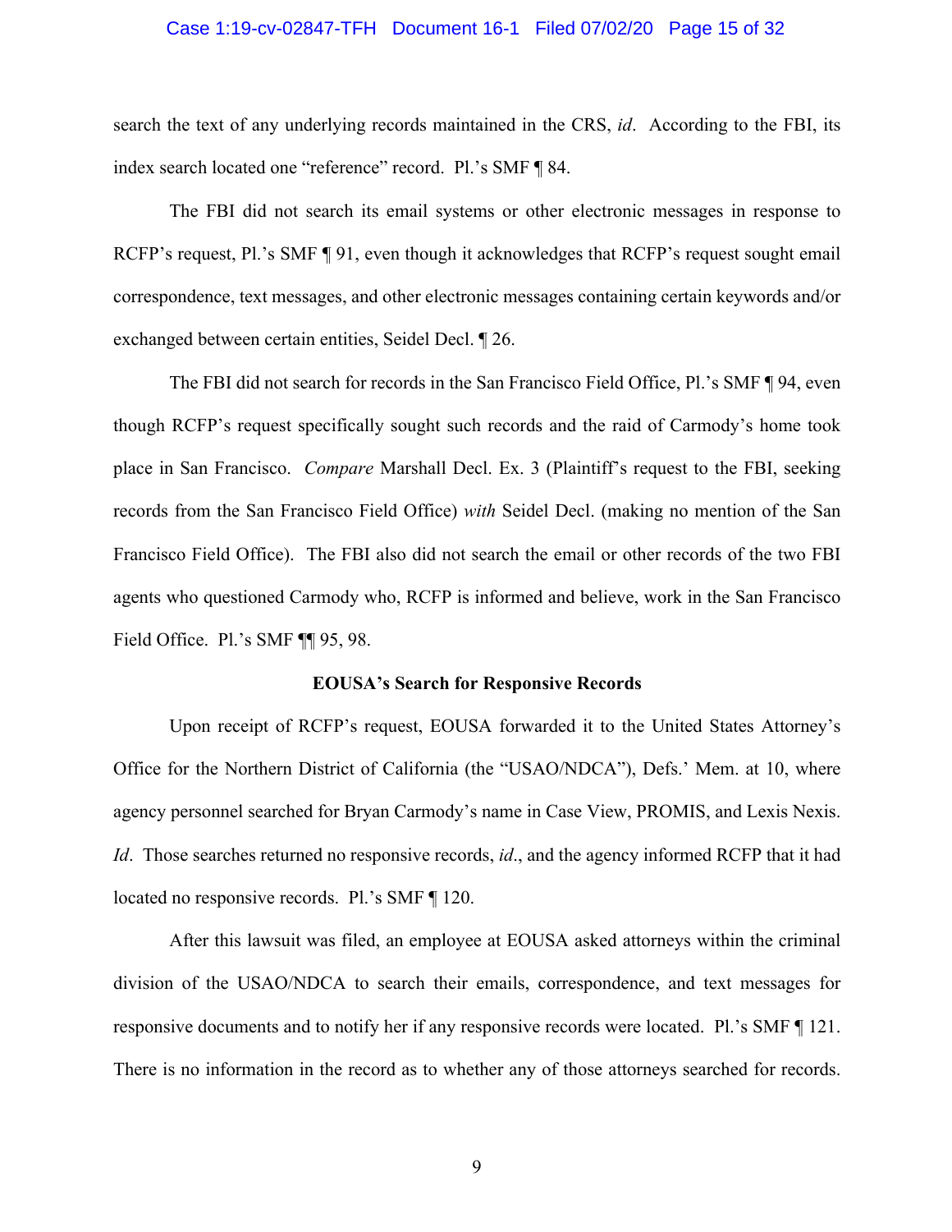search the text of any underlying records maintained in the CRS, *id*. According to the FBI, its index search located one "reference" record. Pl.'s SMF ¶ 84.

The FBI did not search its email systems or other electronic messages in response to RCFP's request, Pl.'s SMF ¶ 91, even though it acknowledges that RCFP's request sought email correspondence, text messages, and other electronic messages containing certain keywords and/or exchanged between certain entities, Seidel Decl. ¶ 26.

The FBI did not search for records in the San Francisco Field Office, Pl.'s SMF ¶ 94, even though RCFP's request specifically sought such records and the raid of Carmody's home took place in San Francisco. *Compare* Marshall Decl. Ex. 3 (Plaintiff's request to the FBI, seeking records from the San Francisco Field Office) *with* Seidel Decl. (making no mention of the San Francisco Field Office). The FBI also did not search the email or other records of the two FBI agents who questioned Carmody who, RCFP is informed and believe, work in the San Francisco Field Office. Pl.'s SMF ¶¶ 95, 98.

**EOUSA's Search for Responsive Records**

Upon receipt of RCFP's request, EOUSA forwarded it to the United States Attorney's Office for the Northern District of California (the "USAO/NDCA"), Defs.' Mem. at 10, where agency personnel searched for Bryan Carmody's name in Case View, PROMIS, and Lexis Nexis. *Id*. Those searches returned no responsive records, *id*., and the agency informed RCFP that it had located no responsive records. Pl.'s SMF ¶ 120.

After this lawsuit was filed, an employee at EOUSA asked attorneys within the criminal division of the USAO/NDCA to search their emails, correspondence, and text messages for responsive documents and to notify her if any responsive records were located. Pl.'s SMF ¶ 121. There is no information in the record as to whether any of those attorneys searched for records.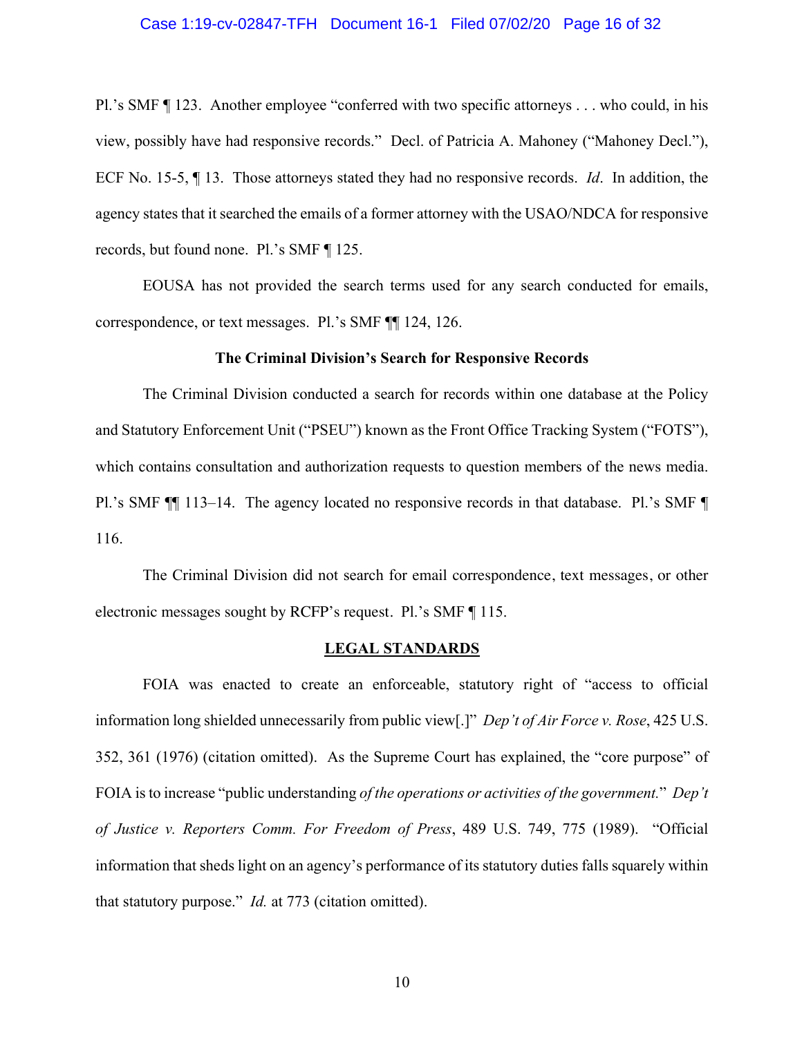Pl.'s SMF ¶ 123. Another employee "conferred with two specific attorneys . . . who could, in his view, possibly have had responsive records." Decl. of Patricia A. Mahoney ("Mahoney Decl."), ECF No. 15-5, ¶ 13. Those attorneys stated they had no responsive records. *Id*. In addition, the agency states that it searched the emails of a former attorney with the USAO/NDCA for responsive records, but found none. Pl.'s SMF ¶ 125.

EOUSA has not provided the search terms used for any search conducted for emails, correspondence, or text messages. Pl.'s SMF ¶¶ 124, 126.

**The Criminal Division's Search for Responsive Records**

The Criminal Division conducted a search for records within one database at the Policy and Statutory Enforcement Unit ("PSEU") known as the Front Office Tracking System ("FOTS"), which contains consultation and authorization requests to question members of the news media. Pl.'s SMF ¶¶ 113–14. The agency located no responsive records in that database. Pl.'s SMF ¶ 116.

The Criminal Division did not search for email correspondence, text messages, or other electronic messages sought by RCFP's request. Pl.'s SMF ¶ 115.

**LEGAL STANDARDS**

FOIA was enacted to create an enforceable, statutory right of "access to official information long shielded unnecessarily from public view[.]" *Dep't of Air Force v. Rose*, 425 U.S. 352, 361 (1976) (citation omitted). As the Supreme Court has explained, the "core purpose" of FOIA is to increase "public understanding *of the operations or activities of the government.*" *Dep't of Justice v. Reporters Comm. For Freedom of Press*, 489 U.S. 749, 775 (1989). "Official information that sheds light on an agency's performance of its statutory duties falls squarely within that statutory purpose." *Id.* at 773 (citation omitted).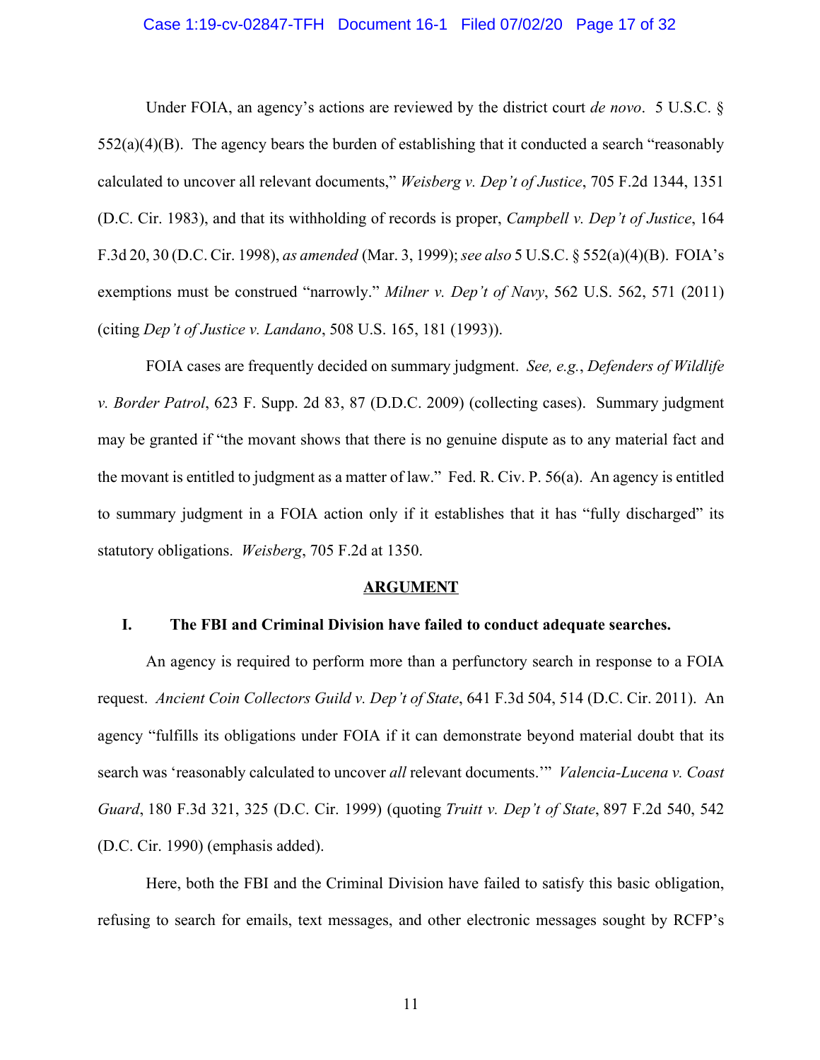Under FOIA, an agency's actions are reviewed by the district court *de novo*. 5 U.S.C. § 552(a)(4)(B). The agency bears the burden of establishing that it conducted a search "reasonably calculated to uncover all relevant documents," *Weisberg v. Dep't of Justice*, 705 F.2d 1344, 1351 (D.C. Cir. 1983), and that its withholding of records is proper, *Campbell v. Dep't of Justice*, 164 F.3d 20, 30 (D.C. Cir. 1998), *as amended* (Mar. 3, 1999); *see also* 5 U.S.C. § 552(a)(4)(B). FOIA's exemptions must be construed "narrowly." *Milner v. Dep't of Navy*, 562 U.S. 562, 571 (2011) (citing *Dep't of Justice v. Landano*, 508 U.S. 165, 181 (1993)).

FOIA cases are frequently decided on summary judgment. *See, e.g.*, *Defenders of Wildlife v. Border Patrol*, 623 F. Supp. 2d 83, 87 (D.D.C. 2009) (collecting cases). Summary judgment may be granted if "the movant shows that there is no genuine dispute as to any material fact and the movant is entitled to judgment as a matter of law." Fed. R. Civ. P. 56(a). An agency is entitled to summary judgment in a FOIA action only if it establishes that it has "fully discharged" its statutory obligations. *Weisberg*, 705 F.2d at 1350.

## ARGUMENT

### I. The FBI and Criminal Division have failed to conduct adequate searches.

An agency is required to perform more than a perfunctory search in response to a FOIA request. *Ancient Coin Collectors Guild v. Dep't of State*, 641 F.3d 504, 514 (D.C. Cir. 2011). An agency "fulfills its obligations under FOIA if it can demonstrate beyond material doubt that its search was 'reasonably calculated to uncover *all* relevant documents.'" *Valencia-Lucena v. Coast Guard*, 180 F.3d 321, 325 (D.C. Cir. 1999) (quoting *Truitt v. Dep't of State*, 897 F.2d 540, 542 (D.C. Cir. 1990) (emphasis added).

Here, both the FBI and the Criminal Division have failed to satisfy this basic obligation, refusing to search for emails, text messages, and other electronic messages sought by RCFP's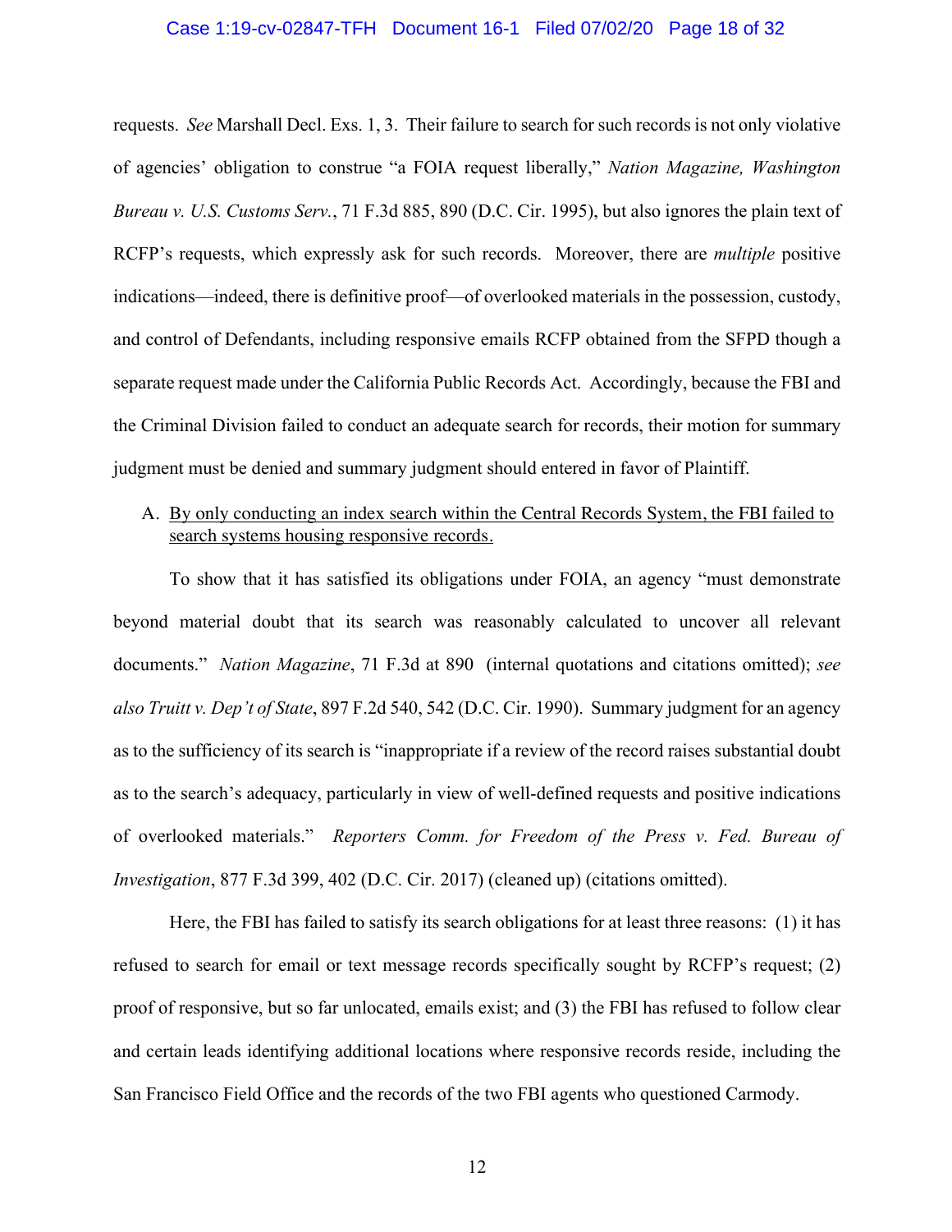requests. *See* Marshall Decl. Exs. 1, 3. Their failure to search for such records is not only violative of agencies' obligation to construe "a FOIA request liberally," *Nation Magazine, Washington Bureau v. U.S. Customs Serv.*, 71 F.3d 885, 890 (D.C. Cir. 1995), but also ignores the plain text of RCFP's requests, which expressly ask for such records. Moreover, there are *multiple* positive indications—indeed, there is definitive proof—of overlooked materials in the possession, custody, and control of Defendants, including responsive emails RCFP obtained from the SFPD though a separate request made under the California Public Records Act. Accordingly, because the FBI and the Criminal Division failed to conduct an adequate search for records, their motion for summary judgment must be denied and summary judgment should entered in favor of Plaintiff.

A. <u>By only conducting an index search within the Central Records System, the FBI failed to search systems housing responsive records.</u>

To show that it has satisfied its obligations under FOIA, an agency "must demonstrate beyond material doubt that its search was reasonably calculated to uncover all relevant documents." *Nation Magazine*, 71 F.3d at 890 (internal quotations and citations omitted); *see also Truitt v. Dep't of State*, 897 F.2d 540, 542 (D.C. Cir. 1990). Summary judgment for an agency as to the sufficiency of its search is "inappropriate if a review of the record raises substantial doubt as to the search's adequacy, particularly in view of well-defined requests and positive indications of overlooked materials." *Reporters Comm. for Freedom of the Press v. Fed. Bureau of Investigation*, 877 F.3d 399, 402 (D.C. Cir. 2017) (cleaned up) (citations omitted).

Here, the FBI has failed to satisfy its search obligations for at least three reasons: (1) it has refused to search for email or text message records specifically sought by RCFP's request; (2) proof of responsive, but so far unlocated, emails exist; and (3) the FBI has refused to follow clear and certain leads identifying additional locations where responsive records reside, including the San Francisco Field Office and the records of the two FBI agents who questioned Carmody.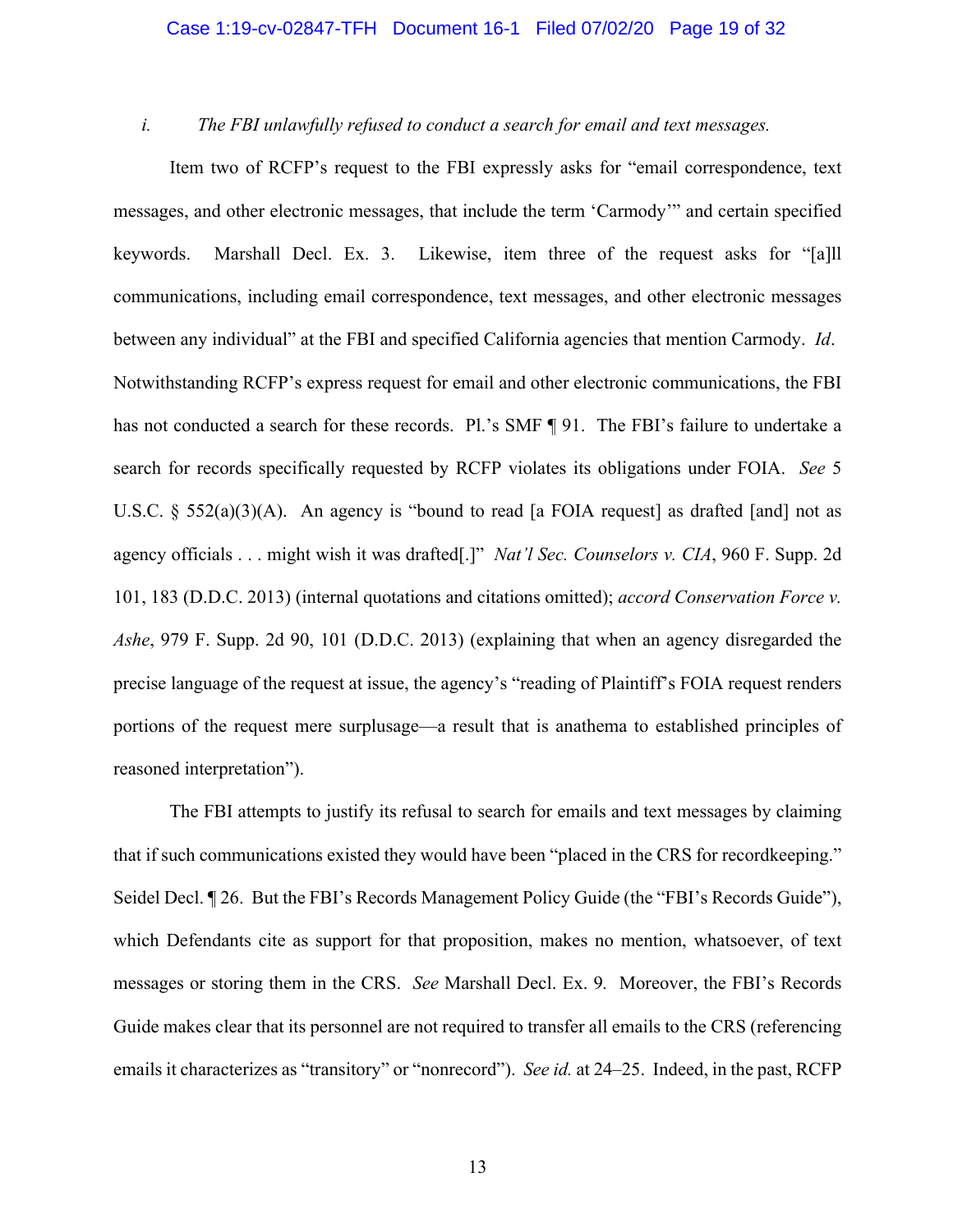*i. The FBI unlawfully refused to conduct a search for email and text messages.*

Item two of RCFP's request to the FBI expressly asks for "email correspondence, text messages, and other electronic messages, that include the term 'Carmody'" and certain specified keywords. Marshall Decl. Ex. 3. Likewise, item three of the request asks for "[a]ll communications, including email correspondence, text messages, and other electronic messages between any individual" at the FBI and specified California agencies that mention Carmody. *Id*. Notwithstanding RCFP's express request for email and other electronic communications, the FBI has not conducted a search for these records. Pl.'s SMF ¶ 91. The FBI's failure to undertake a search for records specifically requested by RCFP violates its obligations under FOIA. *See* 5 U.S.C. § 552(a)(3)(A). An agency is "bound to read [a FOIA request] as drafted [and] not as agency officials . . . might wish it was drafted[.]" *Nat'l Sec. Counselors v. CIA*, 960 F. Supp. 2d 101, 183 (D.D.C. 2013) (internal quotations and citations omitted); *accord Conservation Force v. Ashe*, 979 F. Supp. 2d 90, 101 (D.D.C. 2013) (explaining that when an agency disregarded the precise language of the request at issue, the agency's "reading of Plaintiff's FOIA request renders portions of the request mere surplusage—a result that is anathema to established principles of reasoned interpretation").

The FBI attempts to justify its refusal to search for emails and text messages by claiming that if such communications existed they would have been "placed in the CRS for recordkeeping." Seidel Decl. ¶ 26. But the FBI's Records Management Policy Guide (the "FBI's Records Guide"), which Defendants cite as support for that proposition, makes no mention, whatsoever, of text messages or storing them in the CRS. *See* Marshall Decl. Ex. 9. Moreover, the FBI's Records Guide makes clear that its personnel are not required to transfer all emails to the CRS (referencing emails it characterizes as "transitory" or "nonrecord"). *See id.* at 24–25. Indeed, in the past, RCFP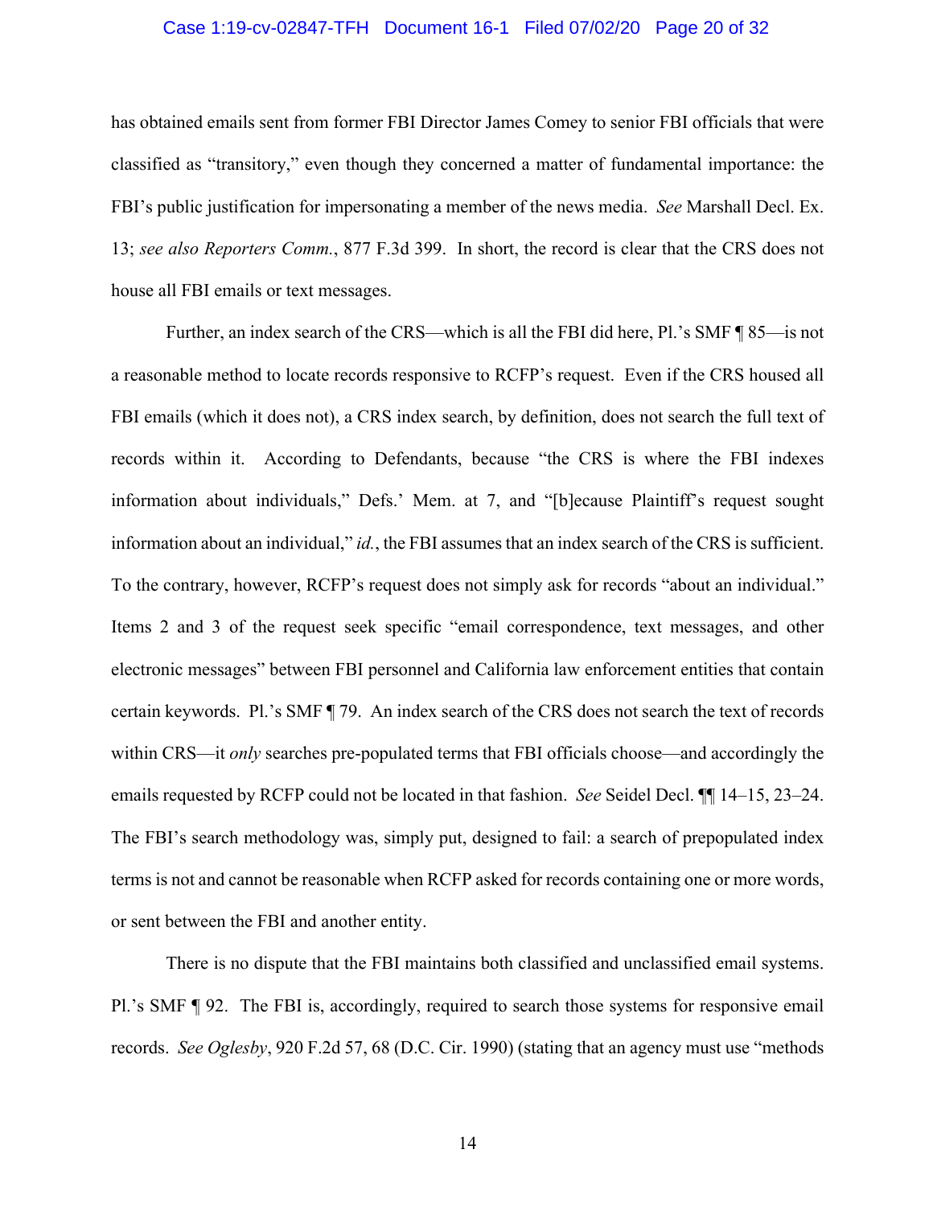has obtained emails sent from former FBI Director James Comey to senior FBI officials that were classified as "transitory," even though they concerned a matter of fundamental importance: the FBI's public justification for impersonating a member of the news media. *See* Marshall Decl. Ex. 13; *see also Reporters Comm.*, 877 F.3d 399. In short, the record is clear that the CRS does not house all FBI emails or text messages.

Further, an index search of the CRS—which is all the FBI did here, Pl.'s SMF ¶ 85—is not a reasonable method to locate records responsive to RCFP's request. Even if the CRS housed all FBI emails (which it does not), a CRS index search, by definition, does not search the full text of records within it. According to Defendants, because "the CRS is where the FBI indexes information about individuals," Defs.' Mem. at 7, and "[b]ecause Plaintiff's request sought information about an individual," *id.*, the FBI assumes that an index search of the CRS is sufficient. To the contrary, however, RCFP's request does not simply ask for records "about an individual." Items 2 and 3 of the request seek specific "email correspondence, text messages, and other electronic messages" between FBI personnel and California law enforcement entities that contain certain keywords. Pl.'s SMF ¶ 79. An index search of the CRS does not search the text of records within CRS—it *only* searches pre-populated terms that FBI officials choose—and accordingly the emails requested by RCFP could not be located in that fashion. *See* Seidel Decl. ¶¶ 14–15, 23–24. The FBI's search methodology was, simply put, designed to fail: a search of prepopulated index terms is not and cannot be reasonable when RCFP asked for records containing one or more words, or sent between the FBI and another entity.

There is no dispute that the FBI maintains both classified and unclassified email systems. Pl.'s SMF ¶ 92. The FBI is, accordingly, required to search those systems for responsive email records. *See Oglesby*, 920 F.2d 57, 68 (D.C. Cir. 1990) (stating that an agency must use "methods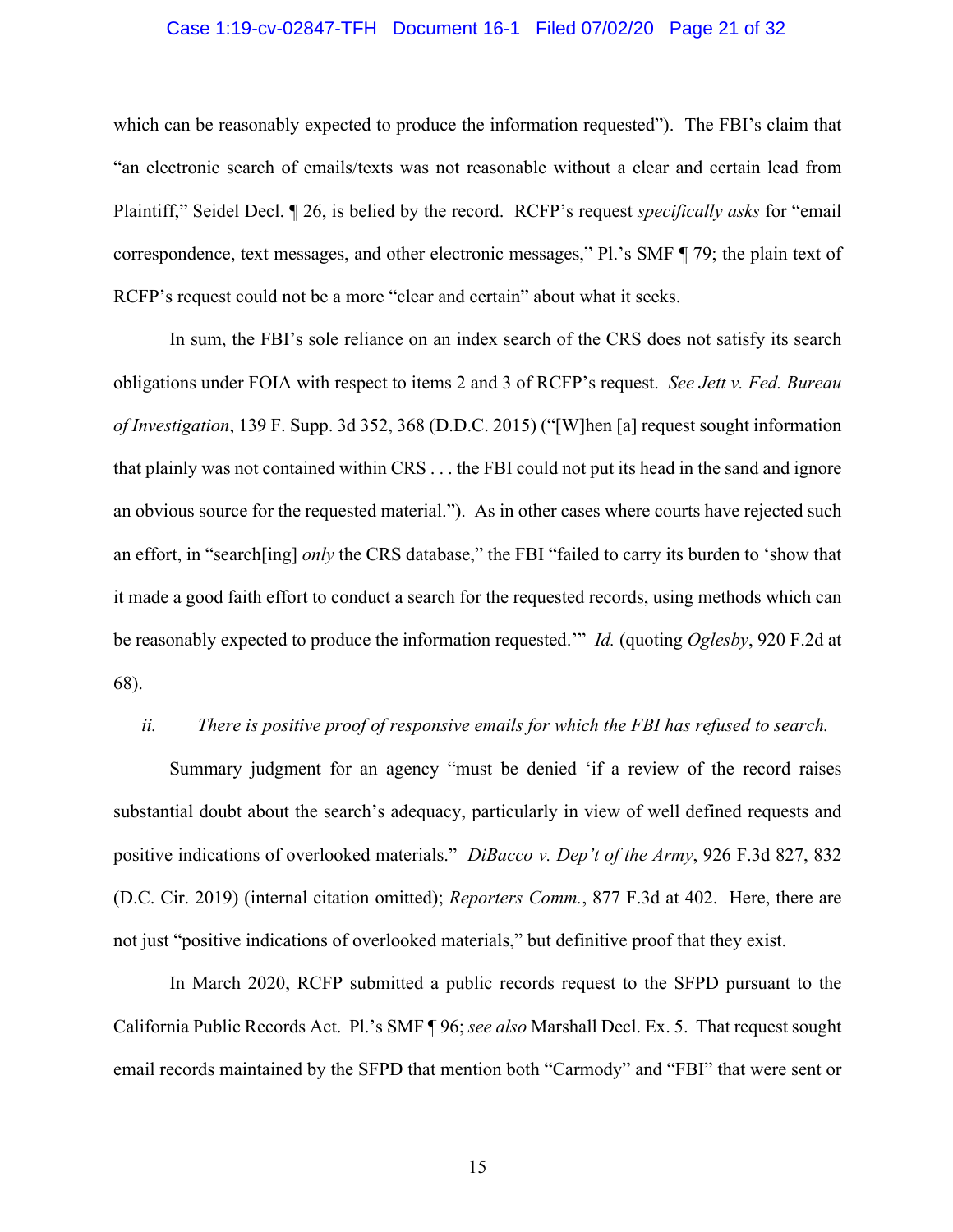which can be reasonably expected to produce the information requested"). The FBI's claim that "an electronic search of emails/texts was not reasonable without a clear and certain lead from Plaintiff," Seidel Decl. ¶ 26, is belied by the record. RCFP's request *specifically asks* for "email correspondence, text messages, and other electronic messages," Pl.'s SMF ¶ 79; the plain text of RCFP's request could not be a more "clear and certain" about what it seeks.

In sum, the FBI's sole reliance on an index search of the CRS does not satisfy its search obligations under FOIA with respect to items 2 and 3 of RCFP's request. *See Jett v. Fed. Bureau of Investigation*, 139 F. Supp. 3d 352, 368 (D.D.C. 2015) ("[W]hen [a] request sought information that plainly was not contained within CRS . . . the FBI could not put its head in the sand and ignore an obvious source for the requested material."). As in other cases where courts have rejected such an effort, in "search[ing] *only* the CRS database," the FBI "failed to carry its burden to 'show that it made a good faith effort to conduct a search for the requested records, using methods which can be reasonably expected to produce the information requested.'" *Id.* (quoting *Oglesby*, 920 F.2d at 68).

*ii. There is positive proof of responsive emails for which the FBI has refused to search.*

Summary judgment for an agency "must be denied 'if a review of the record raises substantial doubt about the search's adequacy, particularly in view of well defined requests and positive indications of overlooked materials." *DiBacco v. Dep't of the Army*, 926 F.3d 827, 832 (D.C. Cir. 2019) (internal citation omitted); *Reporters Comm.*, 877 F.3d at 402. Here, there are not just "positive indications of overlooked materials," but definitive proof that they exist.

In March 2020, RCFP submitted a public records request to the SFPD pursuant to the California Public Records Act. Pl.'s SMF ¶ 96; *see also* Marshall Decl. Ex. 5. That request sought email records maintained by the SFPD that mention both "Carmody" and "FBI" that were sent or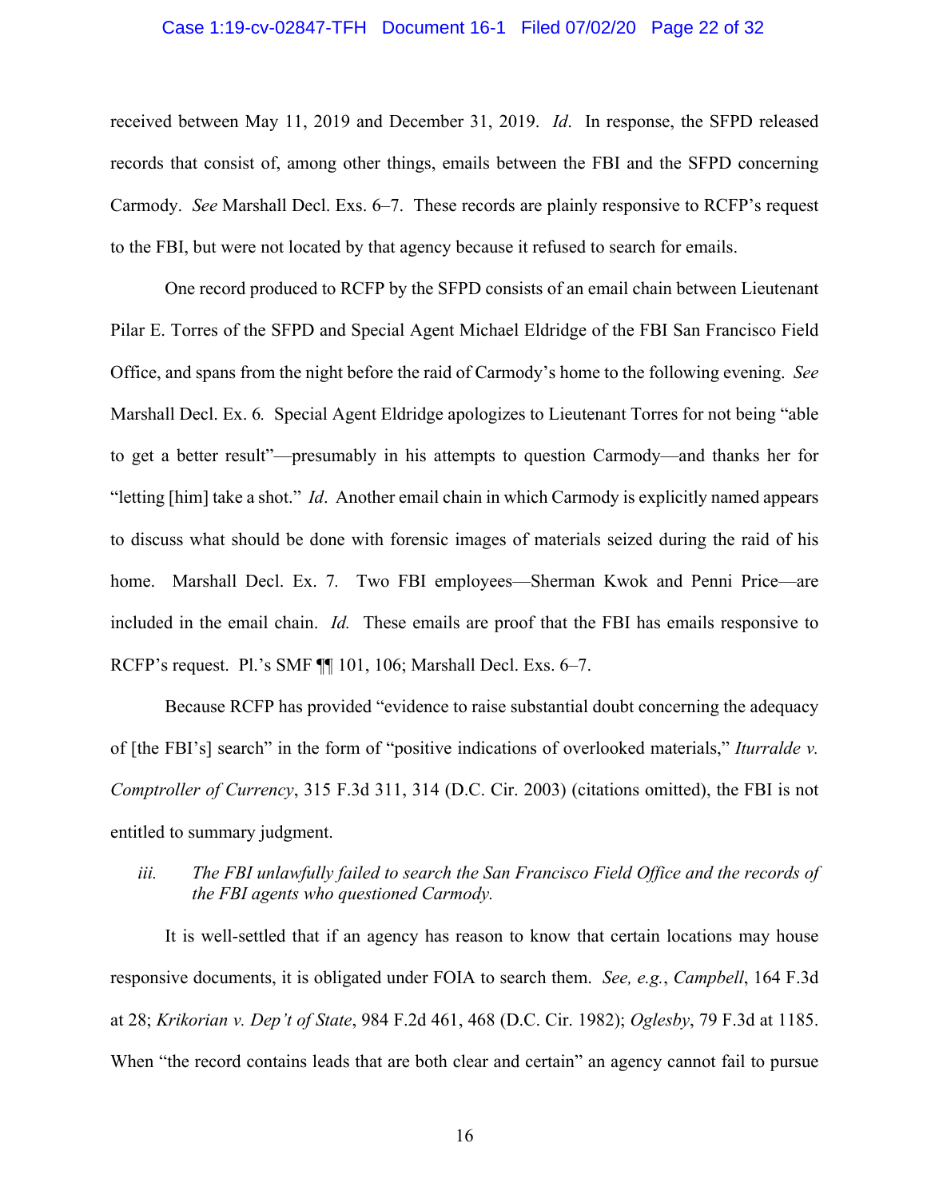received between May 11, 2019 and December 31, 2019. *Id*. In response, the SFPD released records that consist of, among other things, emails between the FBI and the SFPD concerning Carmody. *See* Marshall Decl. Exs. 6–7. These records are plainly responsive to RCFP's request to the FBI, but were not located by that agency because it refused to search for emails.

One record produced to RCFP by the SFPD consists of an email chain between Lieutenant Pilar E. Torres of the SFPD and Special Agent Michael Eldridge of the FBI San Francisco Field Office, and spans from the night before the raid of Carmody's home to the following evening. *See* Marshall Decl. Ex. 6*.* Special Agent Eldridge apologizes to Lieutenant Torres for not being "able to get a better result"—presumably in his attempts to question Carmody—and thanks her for "letting [him] take a shot." *Id*. Another email chain in which Carmody is explicitly named appears to discuss what should be done with forensic images of materials seized during the raid of his home. Marshall Decl. Ex. 7*.* Two FBI employees—Sherman Kwok and Penni Price—are included in the email chain. *Id.* These emails are proof that the FBI has emails responsive to RCFP's request. Pl.'s SMF ¶¶ 101, 106; Marshall Decl. Exs. 6–7.

Because RCFP has provided "evidence to raise substantial doubt concerning the adequacy of [the FBI's] search" in the form of "positive indications of overlooked materials," *Iturralde v. Comptroller of Currency*, 315 F.3d 311, 314 (D.C. Cir. 2003) (citations omitted), the FBI is not entitled to summary judgment.

*iii. The FBI unlawfully failed to search the San Francisco Field Office and the records of the FBI agents who questioned Carmody.*

It is well-settled that if an agency has reason to know that certain locations may house responsive documents, it is obligated under FOIA to search them. *See, e.g.*, *Campbell*, 164 F.3d at 28; *Krikorian v. Dep't of State*, 984 F.2d 461, 468 (D.C. Cir. 1982); *Oglesby*, 79 F.3d at 1185. When "the record contains leads that are both clear and certain" an agency cannot fail to pursue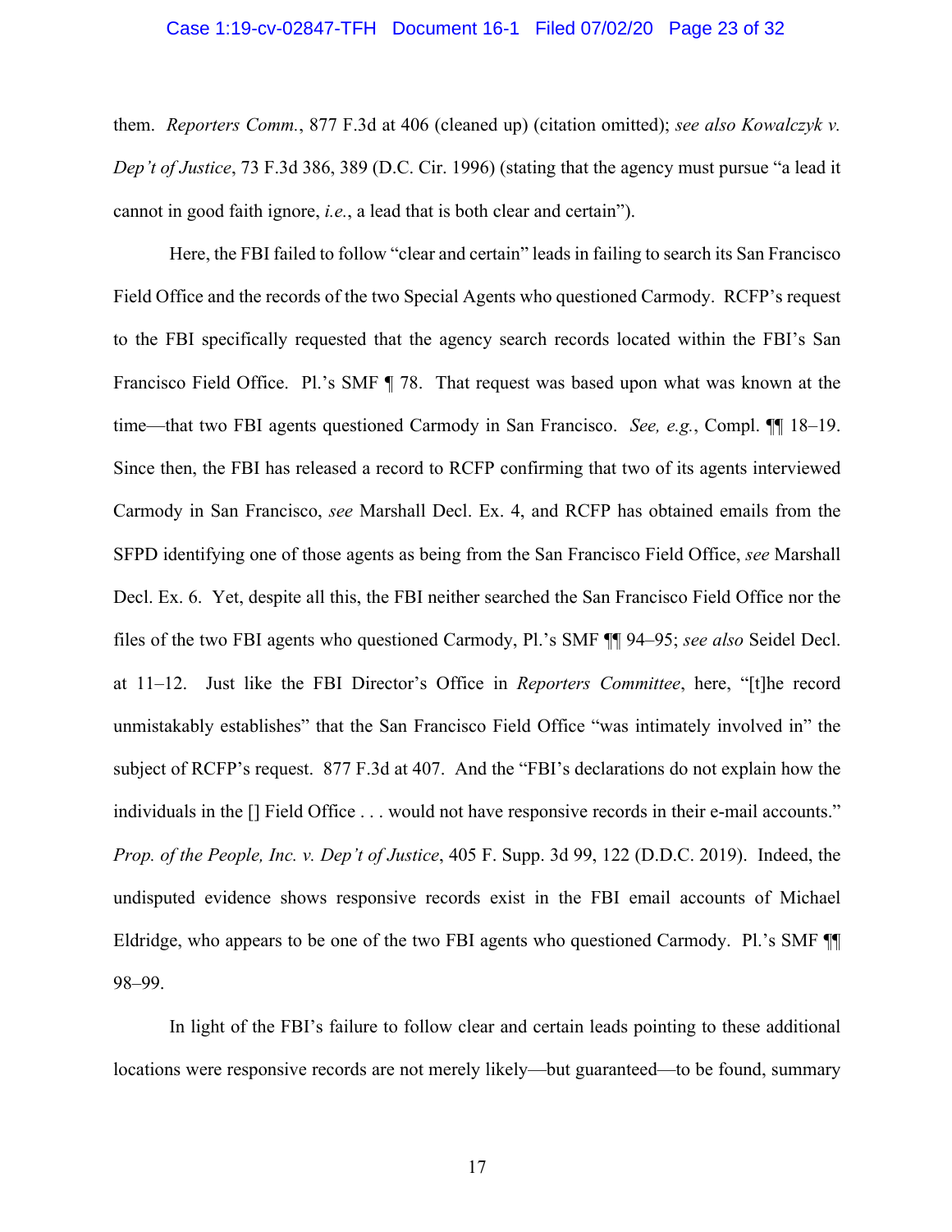them. *Reporters Comm.*, 877 F.3d at 406 (cleaned up) (citation omitted); *see also Kowalczyk v. Dep't of Justice*, 73 F.3d 386, 389 (D.C. Cir. 1996) (stating that the agency must pursue "a lead it cannot in good faith ignore, *i.e.*, a lead that is both clear and certain").

Here, the FBI failed to follow "clear and certain" leads in failing to search its San Francisco Field Office and the records of the two Special Agents who questioned Carmody. RCFP's request to the FBI specifically requested that the agency search records located within the FBI's San Francisco Field Office. Pl.'s SMF ¶ 78. That request was based upon what was known at the time—that two FBI agents questioned Carmody in San Francisco. *See, e.g.*, Compl. ¶¶ 18–19. Since then, the FBI has released a record to RCFP confirming that two of its agents interviewed Carmody in San Francisco, *see* Marshall Decl. Ex. 4, and RCFP has obtained emails from the SFPD identifying one of those agents as being from the San Francisco Field Office, *see* Marshall Decl. Ex. 6. Yet, despite all this, the FBI neither searched the San Francisco Field Office nor the files of the two FBI agents who questioned Carmody, Pl.'s SMF ¶¶ 94–95; *see also* Seidel Decl. at 11–12. Just like the FBI Director's Office in *Reporters Committee*, here, "[t]he record unmistakably establishes" that the San Francisco Field Office "was intimately involved in" the subject of RCFP's request. 877 F.3d at 407. And the "FBI's declarations do not explain how the individuals in the [] Field Office . . . would not have responsive records in their e-mail accounts." *Prop. of the People, Inc. v. Dep't of Justice*, 405 F. Supp. 3d 99, 122 (D.D.C. 2019). Indeed, the undisputed evidence shows responsive records exist in the FBI email accounts of Michael Eldridge, who appears to be one of the two FBI agents who questioned Carmody. Pl.'s SMF ¶¶ 98–99.

In light of the FBI's failure to follow clear and certain leads pointing to these additional locations were responsive records are not merely likely—but guaranteed—to be found, summary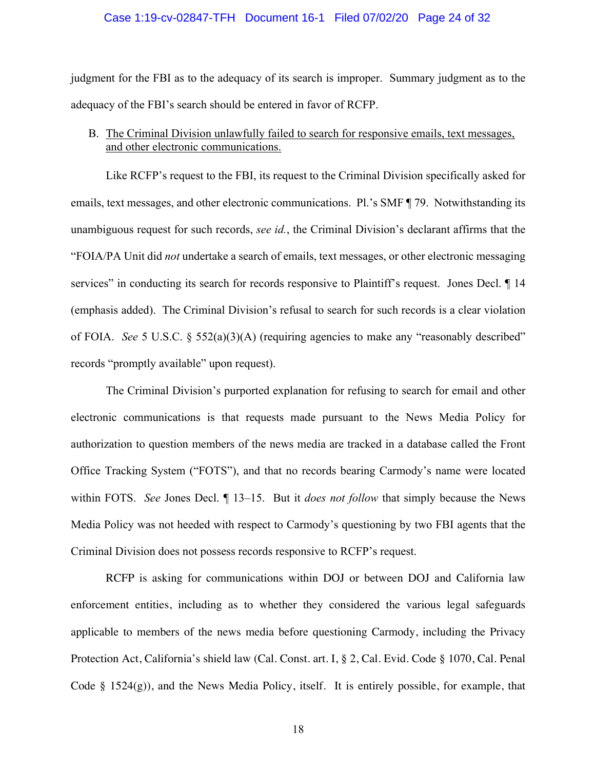judgment for the FBI as to the adequacy of its search is improper. Summary judgment as to the adequacy of the FBI's search should be entered in favor of RCFP.

B. <u>The Criminal Division unlawfully failed to search for responsive emails, text messages, and other electronic communications.</u>

Like RCFP's request to the FBI, its request to the Criminal Division specifically asked for emails, text messages, and other electronic communications. Pl.'s SMF ¶ 79. Notwithstanding its unambiguous request for such records, *see id.*, the Criminal Division's declarant affirms that the "FOIA/PA Unit did *not* undertake a search of emails, text messages, or other electronic messaging services" in conducting its search for records responsive to Plaintiff's request. Jones Decl. ¶ 14 (emphasis added). The Criminal Division's refusal to search for such records is a clear violation of FOIA. *See* 5 U.S.C. § 552(a)(3)(A) (requiring agencies to make any "reasonably described" records "promptly available" upon request).

The Criminal Division's purported explanation for refusing to search for email and other electronic communications is that requests made pursuant to the News Media Policy for authorization to question members of the news media are tracked in a database called the Front Office Tracking System ("FOTS"), and that no records bearing Carmody's name were located within FOTS. *See* Jones Decl. ¶ 13–15. But it *does not follow* that simply because the News Media Policy was not heeded with respect to Carmody's questioning by two FBI agents that the Criminal Division does not possess records responsive to RCFP's request.

RCFP is asking for communications within DOJ or between DOJ and California law enforcement entities, including as to whether they considered the various legal safeguards applicable to members of the news media before questioning Carmody, including the Privacy Protection Act, California's shield law (Cal. Const. art. I, § 2, Cal. Evid. Code § 1070, Cal. Penal Code § 1524(g)), and the News Media Policy, itself. It is entirely possible, for example, that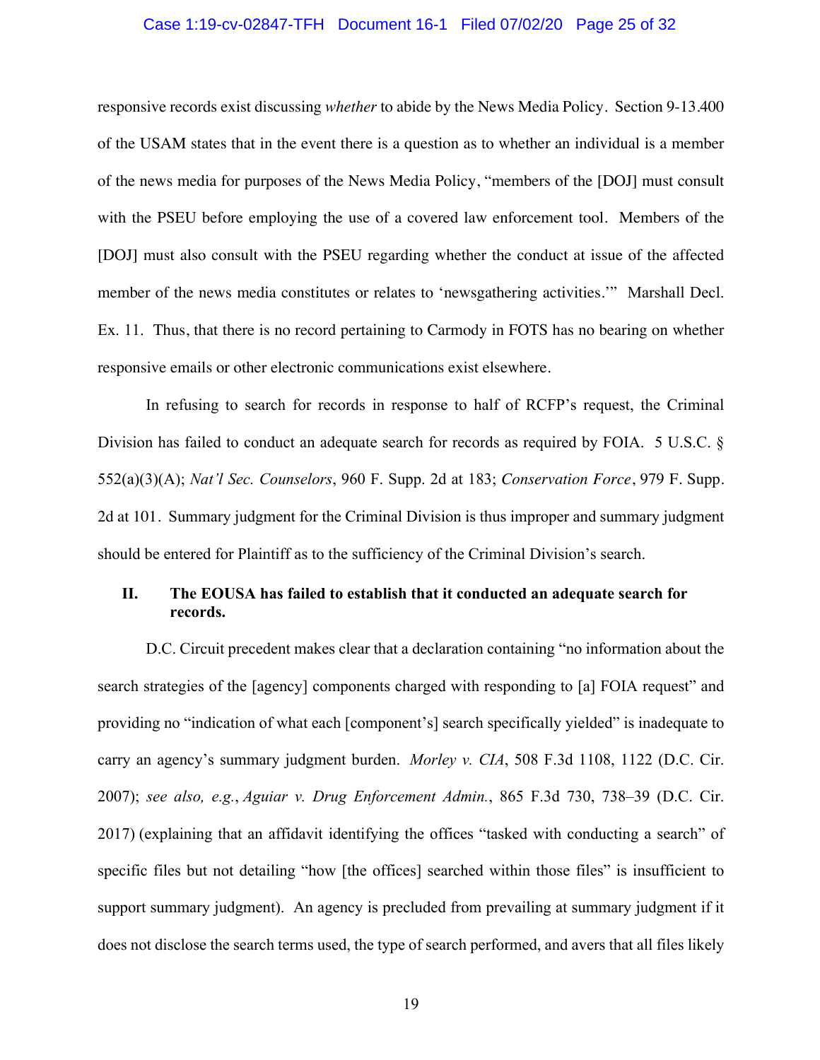responsive records exist discussing *whether* to abide by the News Media Policy. Section 9-13.400 of the USAM states that in the event there is a question as to whether an individual is a member of the news media for purposes of the News Media Policy, "members of the [DOJ] must consult with the PSEU before employing the use of a covered law enforcement tool. Members of the [DOJ] must also consult with the PSEU regarding whether the conduct at issue of the affected member of the news media constitutes or relates to 'newsgathering activities.'" Marshall Decl. Ex. 11. Thus, that there is no record pertaining to Carmody in FOTS has no bearing on whether responsive emails or other electronic communications exist elsewhere.

In refusing to search for records in response to half of RCFP's request, the Criminal Division has failed to conduct an adequate search for records as required by FOIA. 5 U.S.C. § 552(a)(3)(A); *Nat'l Sec. Counselors*, 960 F. Supp. 2d at 183; *Conservation Force*, 979 F. Supp. 2d at 101. Summary judgment for the Criminal Division is thus improper and summary judgment should be entered for Plaintiff as to the sufficiency of the Criminal Division's search.

## II. The EOUSA has failed to establish that it conducted an adequate search for records.

D.C. Circuit precedent makes clear that a declaration containing "no information about the search strategies of the [agency] components charged with responding to [a] FOIA request" and providing no "indication of what each [component's] search specifically yielded" is inadequate to carry an agency's summary judgment burden. *Morley v. CIA*, 508 F.3d 1108, 1122 (D.C. Cir. 2007); *see also, e.g.*, *Aguiar v. Drug Enforcement Admin.*, 865 F.3d 730, 738–39 (D.C. Cir. 2017) (explaining that an affidavit identifying the offices "tasked with conducting a search" of specific files but not detailing "how [the offices] searched within those files" is insufficient to support summary judgment). An agency is precluded from prevailing at summary judgment if it does not disclose the search terms used, the type of search performed, and avers that all files likely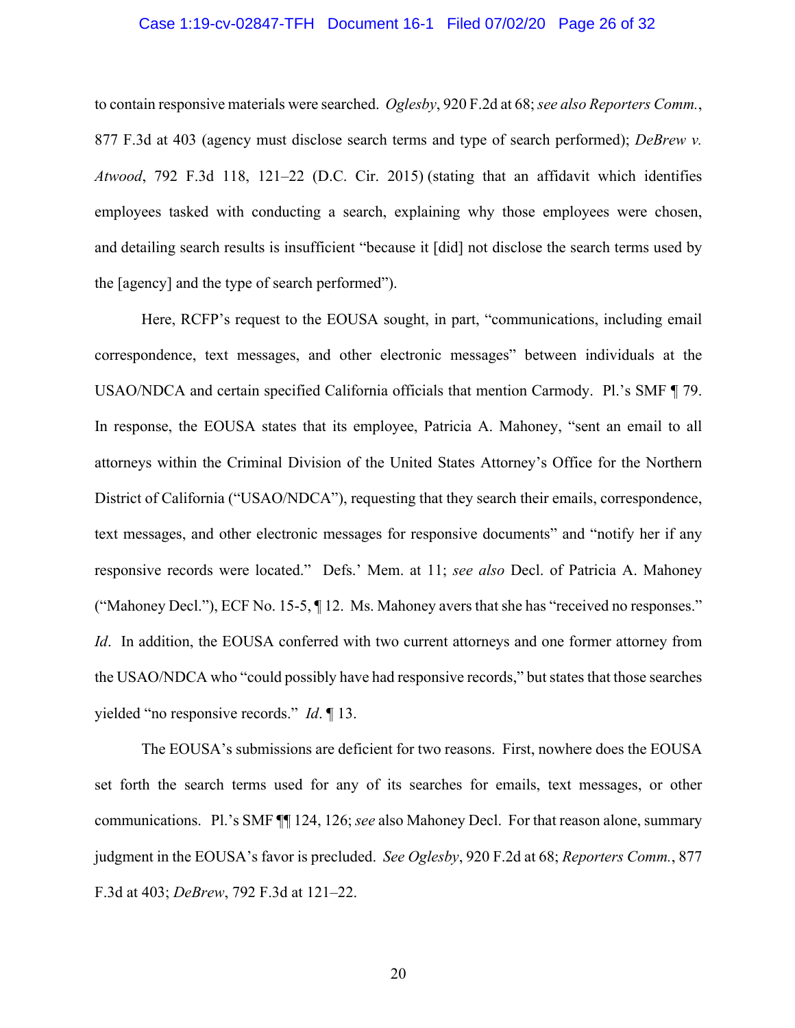to contain responsive materials were searched. *Oglesby*, 920 F.2d at 68; *see also Reporters Comm.*, 877 F.3d at 403 (agency must disclose search terms and type of search performed); *DeBrew v. Atwood*, 792 F.3d 118, 121–22 (D.C. Cir. 2015) (stating that an affidavit which identifies employees tasked with conducting a search, explaining why those employees were chosen, and detailing search results is insufficient "because it [did] not disclose the search terms used by the [agency] and the type of search performed").

Here, RCFP's request to the EOUSA sought, in part, "communications, including email correspondence, text messages, and other electronic messages" between individuals at the USAO/NDCA and certain specified California officials that mention Carmody. Pl.'s SMF ¶ 79. In response, the EOUSA states that its employee, Patricia A. Mahoney, "sent an email to all attorneys within the Criminal Division of the United States Attorney's Office for the Northern District of California ("USAO/NDCA"), requesting that they search their emails, correspondence, text messages, and other electronic messages for responsive documents" and "notify her if any responsive records were located." Defs.' Mem. at 11; *see also* Decl. of Patricia A. Mahoney ("Mahoney Decl."), ECF No. 15-5, ¶ 12. Ms. Mahoney avers that she has "received no responses." *Id*. In addition, the EOUSA conferred with two current attorneys and one former attorney from the USAO/NDCA who "could possibly have had responsive records," but states that those searches yielded "no responsive records." *Id*. ¶ 13.

The EOUSA's submissions are deficient for two reasons. First, nowhere does the EOUSA set forth the search terms used for any of its searches for emails, text messages, or other communications. Pl.'s SMF ¶¶ 124, 126; *see* also Mahoney Decl. For that reason alone, summary judgment in the EOUSA's favor is precluded. *See Oglesby*, 920 F.2d at 68; *Reporters Comm.*, 877 F.3d at 403; *DeBrew*, 792 F.3d at 121–22.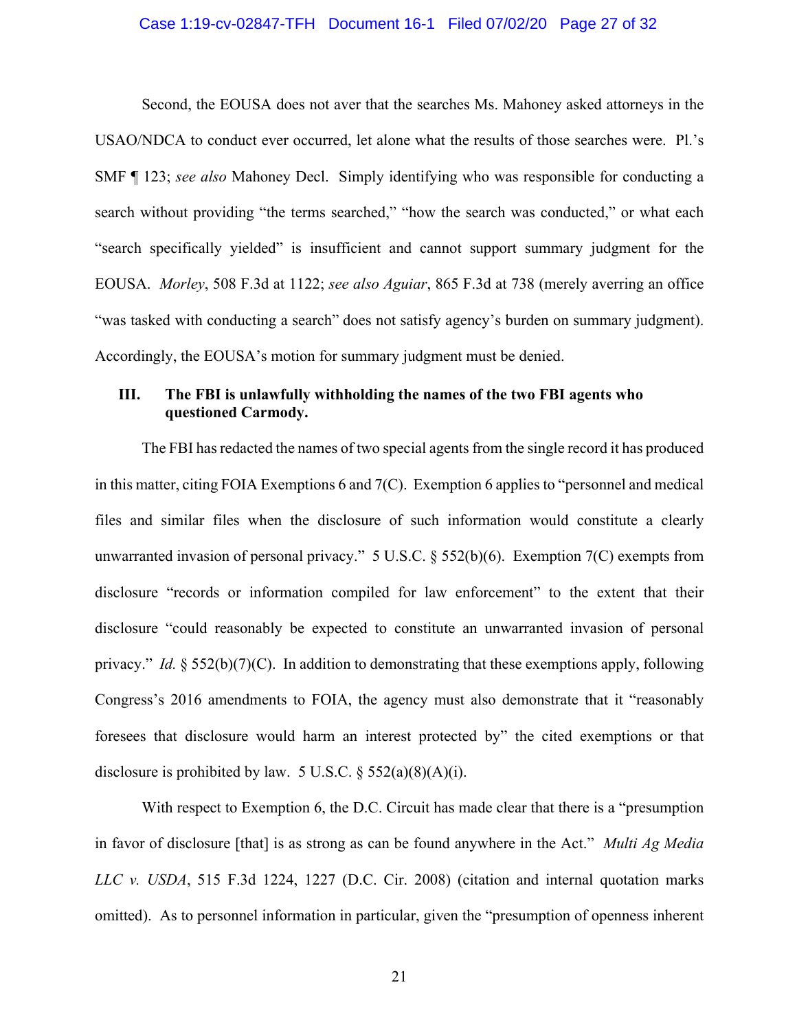Second, the EOUSA does not aver that the searches Ms. Mahoney asked attorneys in the USAO/NDCA to conduct ever occurred, let alone what the results of those searches were. Pl.'s SMF ¶ 123; *see also* Mahoney Decl. Simply identifying who was responsible for conducting a search without providing "the terms searched," "how the search was conducted," or what each "search specifically yielded" is insufficient and cannot support summary judgment for the EOUSA. *Morley*, 508 F.3d at 1122; *see also Aguiar*, 865 F.3d at 738 (merely averring an office "was tasked with conducting a search" does not satisfy agency's burden on summary judgment). Accordingly, the EOUSA's motion for summary judgment must be denied.

## III. The FBI is unlawfully withholding the names of the two FBI agents who questioned Carmody.

The FBI has redacted the names of two special agents from the single record it has produced in this matter, citing FOIA Exemptions 6 and 7(C). Exemption 6 applies to "personnel and medical files and similar files when the disclosure of such information would constitute a clearly unwarranted invasion of personal privacy." 5 U.S.C. § 552(b)(6). Exemption 7(C) exempts from disclosure "records or information compiled for law enforcement" to the extent that their disclosure "could reasonably be expected to constitute an unwarranted invasion of personal privacy." *Id.* § 552(b)(7)(C). In addition to demonstrating that these exemptions apply, following Congress's 2016 amendments to FOIA, the agency must also demonstrate that it "reasonably foresees that disclosure would harm an interest protected by" the cited exemptions or that disclosure is prohibited by law. 5 U.S.C. § 552(a)(8)(A)(i).

With respect to Exemption 6, the D.C. Circuit has made clear that there is a "presumption in favor of disclosure [that] is as strong as can be found anywhere in the Act." *Multi Ag Media LLC v. USDA*, 515 F.3d 1224, 1227 (D.C. Cir. 2008) (citation and internal quotation marks omitted). As to personnel information in particular, given the "presumption of openness inherent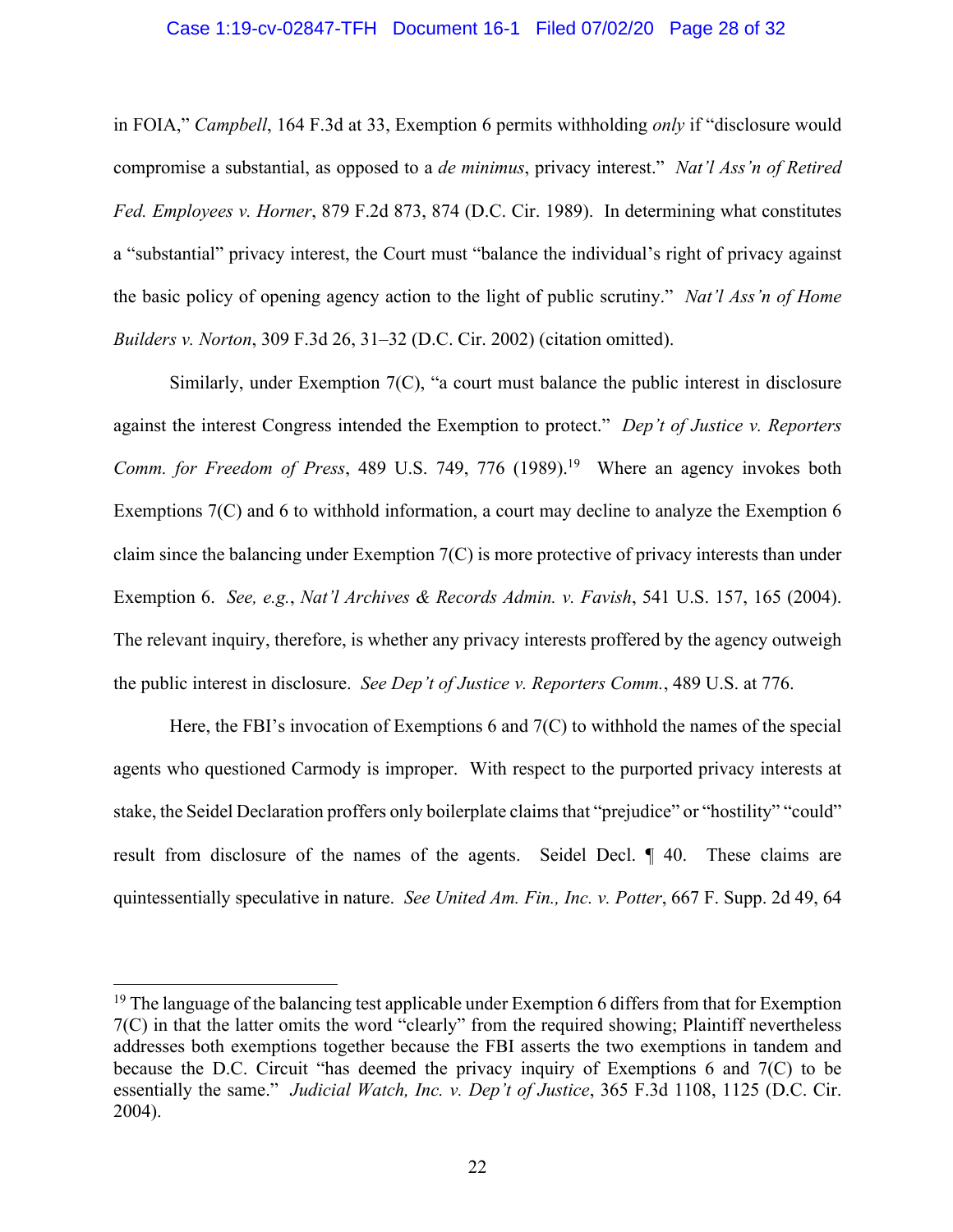in FOIA," *Campbell*, 164 F.3d at 33, Exemption 6 permits withholding *only* if "disclosure would compromise a substantial, as opposed to a *de minimus*, privacy interest." *Nat'l Ass'n of Retired Fed. Employees v. Horner*, 879 F.2d 873, 874 (D.C. Cir. 1989). In determining what constitutes a "substantial" privacy interest, the Court must "balance the individual's right of privacy against the basic policy of opening agency action to the light of public scrutiny." *Nat'l Ass'n of Home Builders v. Norton*, 309 F.3d 26, 31–32 (D.C. Cir. 2002) (citation omitted).

Similarly, under Exemption 7(C), "a court must balance the public interest in disclosure against the interest Congress intended the Exemption to protect." *Dep't of Justice v. Reporters Comm. for Freedom of Press*, 489 U.S. 749, 776 (1989).[19] Where an agency invokes both Exemptions 7(C) and 6 to withhold information, a court may decline to analyze the Exemption 6 claim since the balancing under Exemption 7(C) is more protective of privacy interests than under Exemption 6. *See, e.g.*, *Nat'l Archives & Records Admin. v. Favish*, 541 U.S. 157, 165 (2004). The relevant inquiry, therefore, is whether any privacy interests proffered by the agency outweigh the public interest in disclosure. *See Dep't of Justice v. Reporters Comm.*, 489 U.S. at 776.

Here, the FBI's invocation of Exemptions 6 and 7(C) to withhold the names of the special agents who questioned Carmody is improper. With respect to the purported privacy interests at stake, the Seidel Declaration proffers only boilerplate claims that "prejudice" or "hostility" "could" result from disclosure of the names of the agents. Seidel Decl. ¶ 40. These claims are quintessentially speculative in nature. *See United Am. Fin., Inc. v. Potter*, 667 F. Supp. 2d 49, 64

---

[19] The language of the balancing test applicable under Exemption 6 differs from that for Exemption 7(C) in that the latter omits the word "clearly" from the required showing; Plaintiff nevertheless addresses both exemptions together because the FBI asserts the two exemptions in tandem and because the D.C. Circuit "has deemed the privacy inquiry of Exemptions 6 and 7(C) to be essentially the same." *Judicial Watch, Inc. v. Dep't of Justice*, 365 F.3d 1108, 1125 (D.C. Cir. 2004).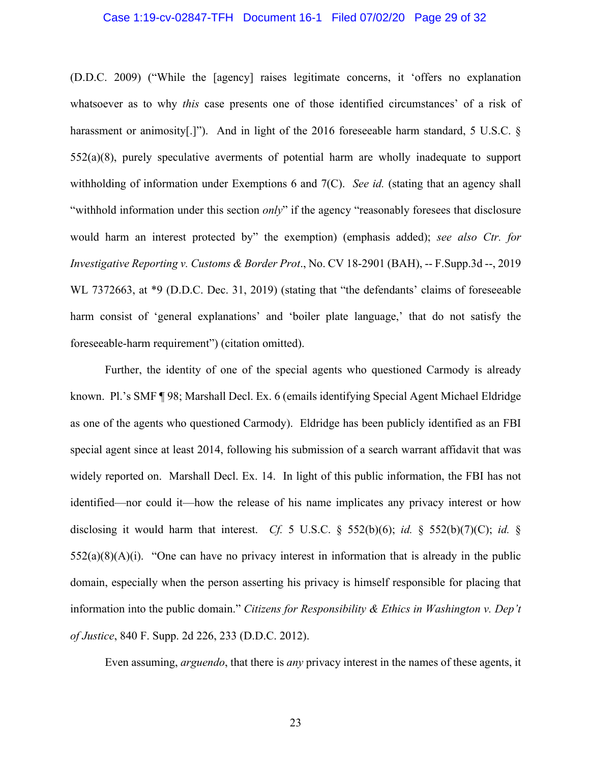(D.D.C. 2009) ("While the [agency] raises legitimate concerns, it 'offers no explanation whatsoever as to why *this* case presents one of those identified circumstances' of a risk of harassment or animosity[.]"). And in light of the 2016 foreseeable harm standard, 5 U.S.C. § 552(a)(8), purely speculative averments of potential harm are wholly inadequate to support withholding of information under Exemptions 6 and 7(C). *See id.* (stating that an agency shall "withhold information under this section *only*" if the agency "reasonably foresees that disclosure would harm an interest protected by" the exemption) (emphasis added); *see also Ctr. for Investigative Reporting v. Customs & Border Prot.*, No. CV 18-2901 (BAH), -- F.Supp.3d --, 2019 WL 7372663, at *9 (D.D.C. Dec. 31, 2019) (stating that "the defendants' claims of foreseeable harm consist of 'general explanations' and 'boiler plate language,' that do not satisfy the foreseeable-harm requirement") (citation omitted).

Further, the identity of one of the special agents who questioned Carmody is already known. Pl.'s SMF ¶ 98; Marshall Decl. Ex. 6 (emails identifying Special Agent Michael Eldridge as one of the agents who questioned Carmody). Eldridge has been publicly identified as an FBI special agent since at least 2014, following his submission of a search warrant affidavit that was widely reported on. Marshall Decl. Ex. 14. In light of this public information, the FBI has not identified—nor could it—how the release of his name implicates any privacy interest or how disclosing it would harm that interest. *Cf.* 5 U.S.C. § 552(b)(6); *id.* § 552(b)(7)(C); *id.* § 552(a)(8)(A)(i). "One can have no privacy interest in information that is already in the public domain, especially when the person asserting his privacy is himself responsible for placing that information into the public domain." *Citizens for Responsibility & Ethics in Washington v. Dep't of Justice*, 840 F. Supp. 2d 226, 233 (D.D.C. 2012).

Even assuming, *arguendo*, that there is *any* privacy interest in the names of these agents, it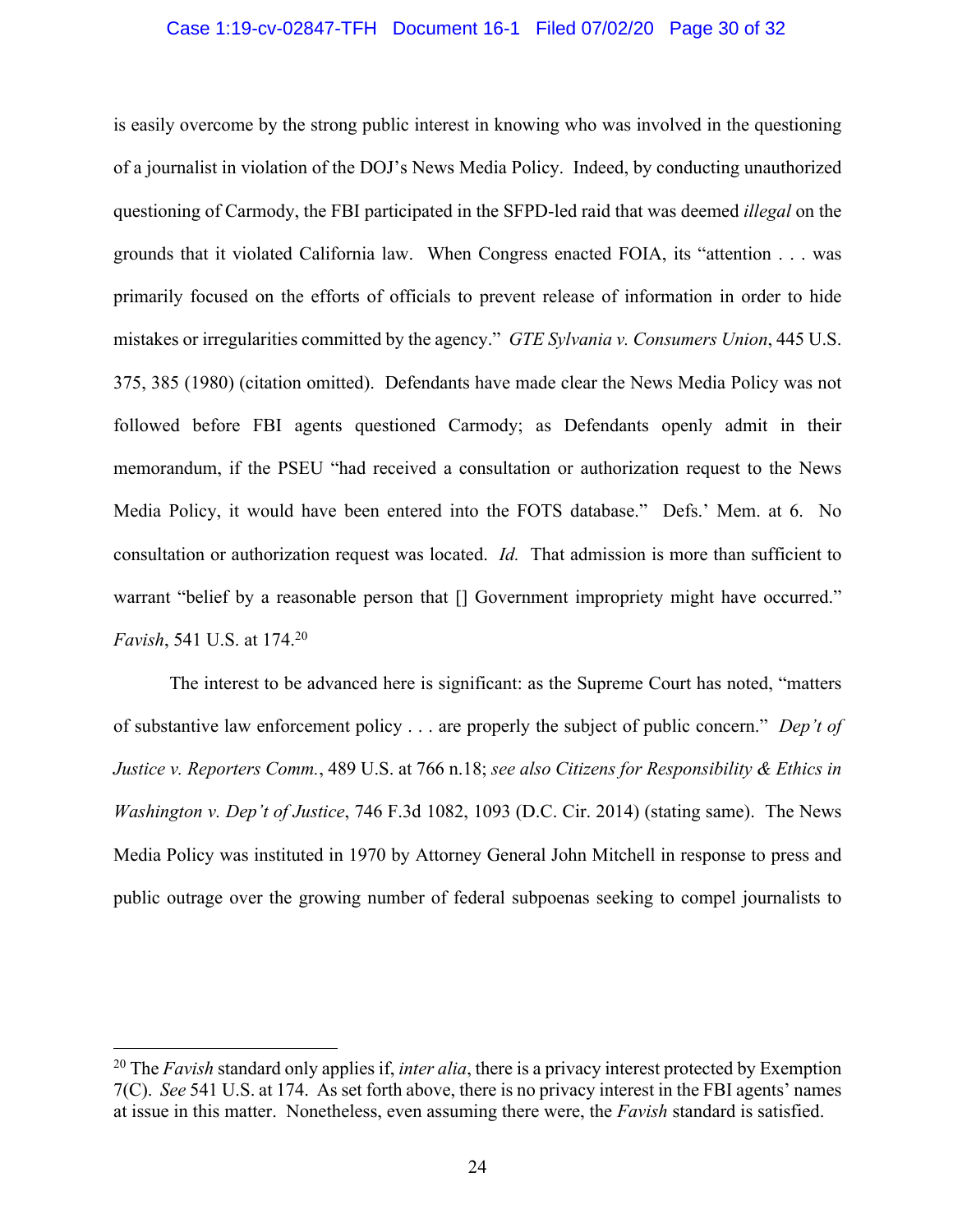is easily overcome by the strong public interest in knowing who was involved in the questioning of a journalist in violation of the DOJ's News Media Policy. Indeed, by conducting unauthorized questioning of Carmody, the FBI participated in the SFPD-led raid that was deemed *illegal* on the grounds that it violated California law. When Congress enacted FOIA, its "attention . . . was primarily focused on the efforts of officials to prevent release of information in order to hide mistakes or irregularities committed by the agency." *GTE Sylvania v. Consumers Union*, 445 U.S. 375, 385 (1980) (citation omitted). Defendants have made clear the News Media Policy was not followed before FBI agents questioned Carmody; as Defendants openly admit in their memorandum, if the PSEU "had received a consultation or authorization request to the News Media Policy, it would have been entered into the FOTS database." Defs.' Mem. at 6. No consultation or authorization request was located. *Id.* That admission is more than sufficient to warrant "belief by a reasonable person that [] Government impropriety might have occurred." *Favish*, 541 U.S. at 174.[20]

The interest to be advanced here is significant: as the Supreme Court has noted, "matters of substantive law enforcement policy . . . are properly the subject of public concern." *Dep't of Justice v. Reporters Comm.*, 489 U.S. at 766 n.18; *see also Citizens for Responsibility & Ethics in Washington v. Dep't of Justice*, 746 F.3d 1082, 1093 (D.C. Cir. 2014) (stating same). The News Media Policy was instituted in 1970 by Attorney General John Mitchell in response to press and public outrage over the growing number of federal subpoenas seeking to compel journalists to

---

[20] The *Favish* standard only applies if, *inter alia*, there is a privacy interest protected by Exemption 7(C). *See* 541 U.S. at 174. As set forth above, there is no privacy interest in the FBI agents' names at issue in this matter. Nonetheless, even assuming there were, the *Favish* standard is satisfied.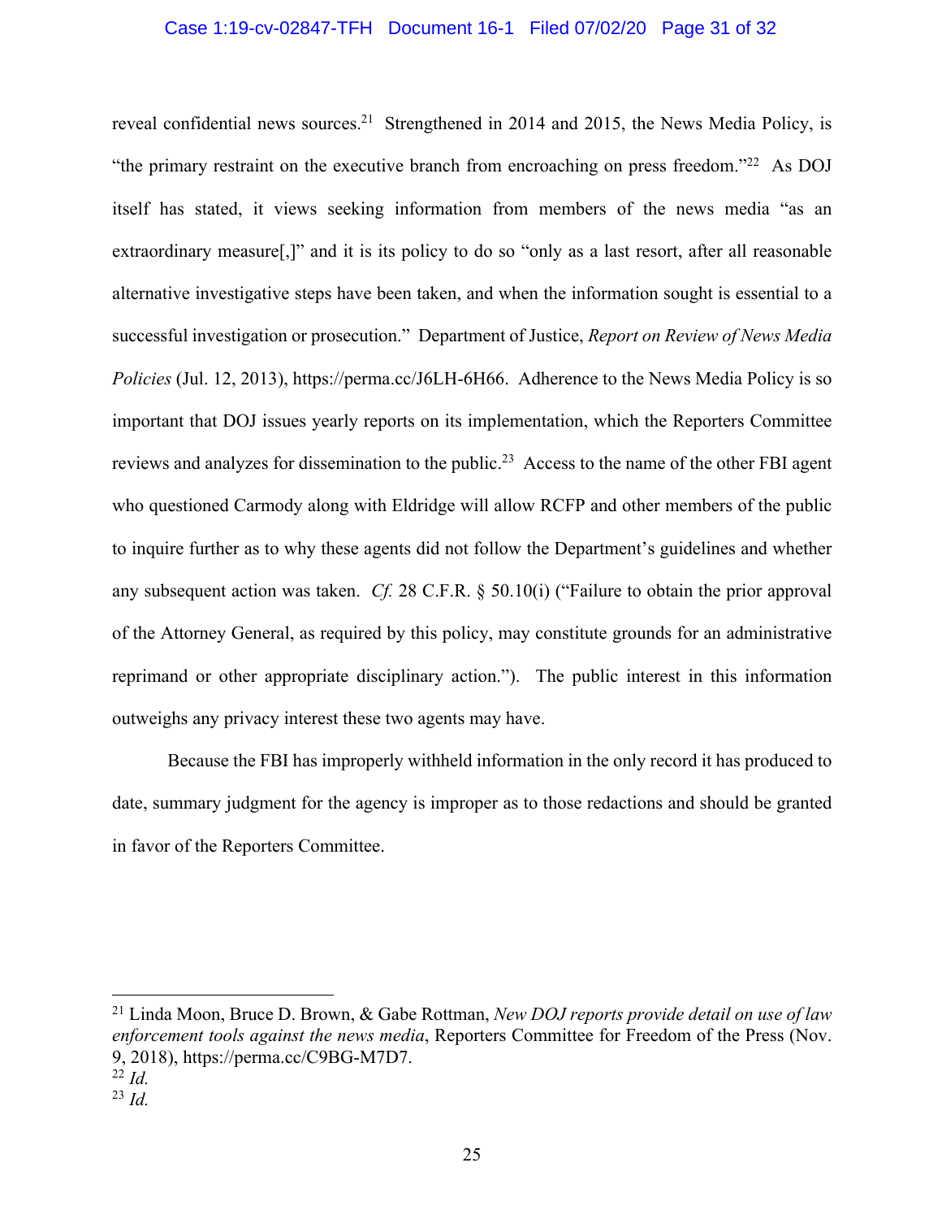reveal confidential news sources.[21] Strengthened in 2014 and 2015, the News Media Policy, is "the primary restraint on the executive branch from encroaching on press freedom."[22] As DOJ itself has stated, it views seeking information from members of the news media "as an extraordinary measure[,]" and it is its policy to do so "only as a last resort, after all reasonable alternative investigative steps have been taken, and when the information sought is essential to a successful investigation or prosecution." Department of Justice, *Report on Review of News Media Policies* (Jul. 12, 2013), https://perma.cc/J6LH-6H66. Adherence to the News Media Policy is so important that DOJ issues yearly reports on its implementation, which the Reporters Committee reviews and analyzes for dissemination to the public.[23] Access to the name of the other FBI agent who questioned Carmody along with Eldridge will allow RCFP and other members of the public to inquire further as to why these agents did not follow the Department's guidelines and whether any subsequent action was taken. *Cf.* 28 C.F.R. § 50.10(i) ("Failure to obtain the prior approval of the Attorney General, as required by this policy, may constitute grounds for an administrative reprimand or other appropriate disciplinary action."). The public interest in this information outweighs any privacy interest these two agents may have.

Because the FBI has improperly withheld information in the only record it has produced to date, summary judgment for the agency is improper as to those redactions and should be granted in favor of the Reporters Committee.

---

[21] Linda Moon, Bruce D. Brown, & Gabe Rottman, *New DOJ reports provide detail on use of law enforcement tools against the news media*, Reporters Committee for Freedom of the Press (Nov. 9, 2018), https://perma.cc/C9BG-M7D7.

[22] *Id.*

[23] *Id.*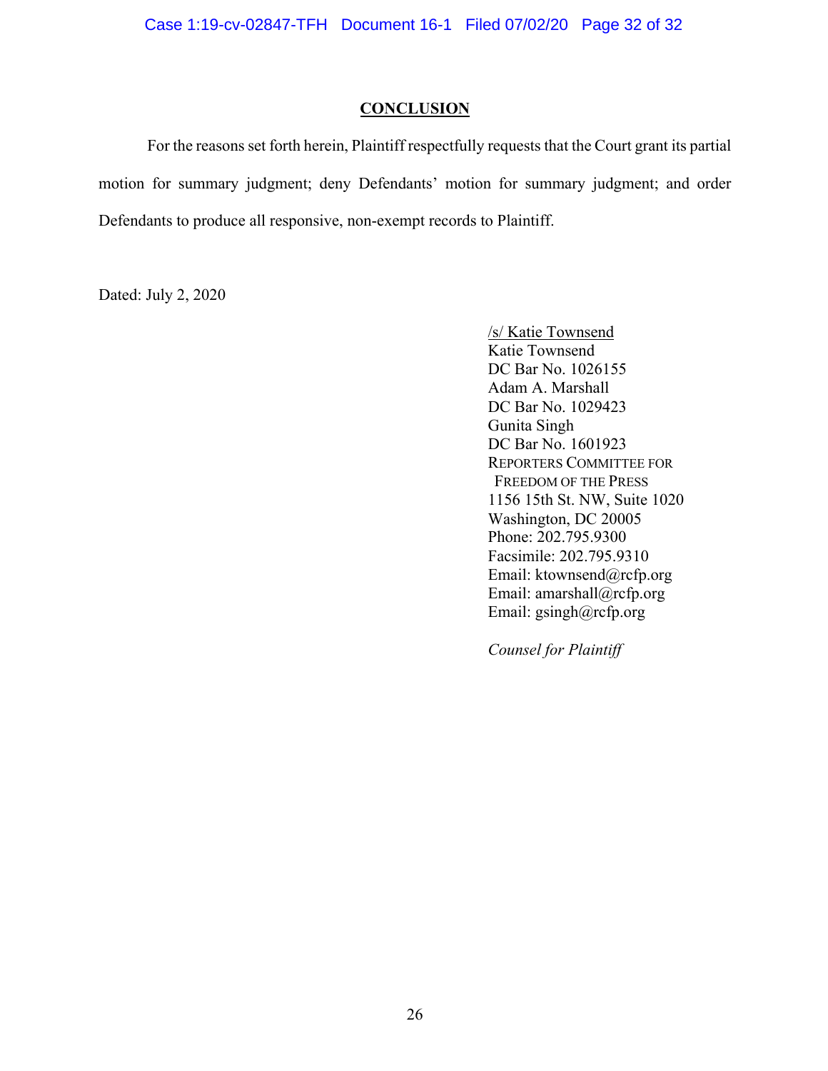## CONCLUSION

For the reasons set forth herein, Plaintiff respectfully requests that the Court grant its partial motion for summary judgment; deny Defendants' motion for summary judgment; and order Defendants to produce all responsive, non-exempt records to Plaintiff.

Dated: July 2, 2020

/s/ Katie Townsend
Katie Townsend
DC Bar No. 1026155
Adam A. Marshall
DC Bar No. 1029423
Gunita Singh
DC Bar No. 1601923
REPORTERS COMMITTEE FOR FREEDOM OF THE PRESS
1156 15th St. NW, Suite 1020
Washington, DC 20005
Phone: 202.795.9300
Facsimile: 202.795.9310
Email: ktownsend@rcfp.org
Email: amarshall@rcfp.org
Email: gsingh@rcfp.org

*Counsel for Plaintiff*